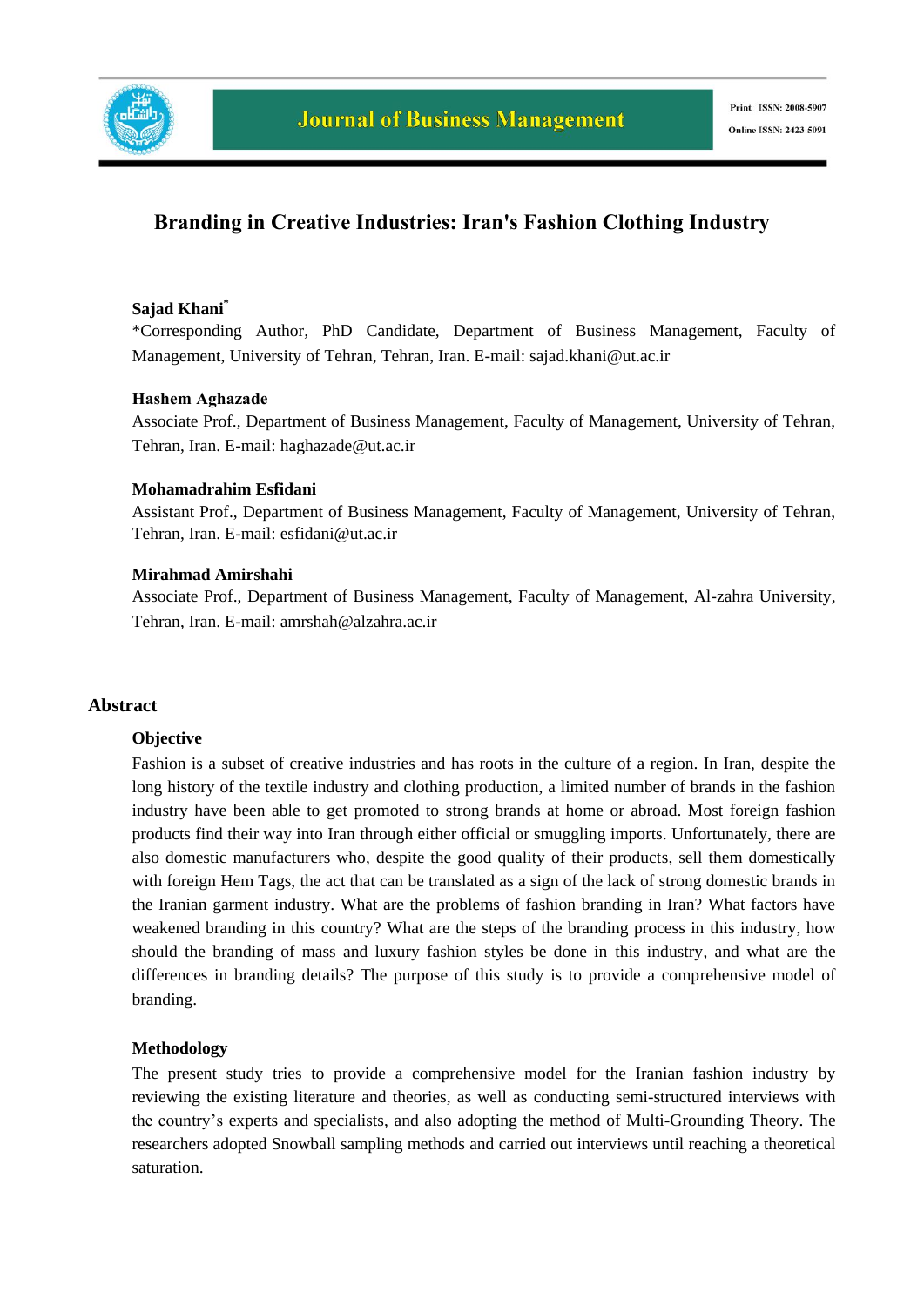# Branding in Creative Industries: Iran's Fashion Clothing Industry

**Sajad Khani***

*Corresponding Author, PhD Candidate, Department of Business Management, Faculty of Management, University of Tehran, Tehran, Iran. E-mail: sajad.khani@ut.ac.ir

**Hashem Aghazade**

Associate Prof., Department of Business Management, Faculty of Management, University of Tehran, Tehran, Iran. E-mail: haghazade@ut.ac.ir

**Mohamadrahim Esfidani**

Assistant Prof., Department of Business Management, Faculty of Management, University of Tehran, Tehran, Iran. E-mail: esfidani@ut.ac.ir

**Mirahmad Amirshahi**

Associate Prof., Department of Business Management, Faculty of Management, Al-zahra University, Tehran, Iran. E-mail: amrshah@alzahra.ac.ir

## Abstract

### Objective

Fashion is a subset of creative industries and has roots in the culture of a region. In Iran, despite the long history of the textile industry and clothing production, a limited number of brands in the fashion industry have been able to get promoted to strong brands at home or abroad. Most foreign fashion products find their way into Iran through either official or smuggling imports. Unfortunately, there are also domestic manufacturers who, despite the good quality of their products, sell them domestically with foreign Hem Tags, the act that can be translated as a sign of the lack of strong domestic brands in the Iranian garment industry. What are the problems of fashion branding in Iran? What factors have weakened branding in this country? What are the steps of the branding process in this industry, how should the branding of mass and luxury fashion styles be done in this industry, and what are the differences in branding details? The purpose of this study is to provide a comprehensive model of branding.

### Methodology

The present study tries to provide a comprehensive model for the Iranian fashion industry by reviewing the existing literature and theories, as well as conducting semi-structured interviews with the country's experts and specialists, and also adopting the method of Multi-Grounding Theory. The researchers adopted Snowball sampling methods and carried out interviews until reaching a theoretical saturation.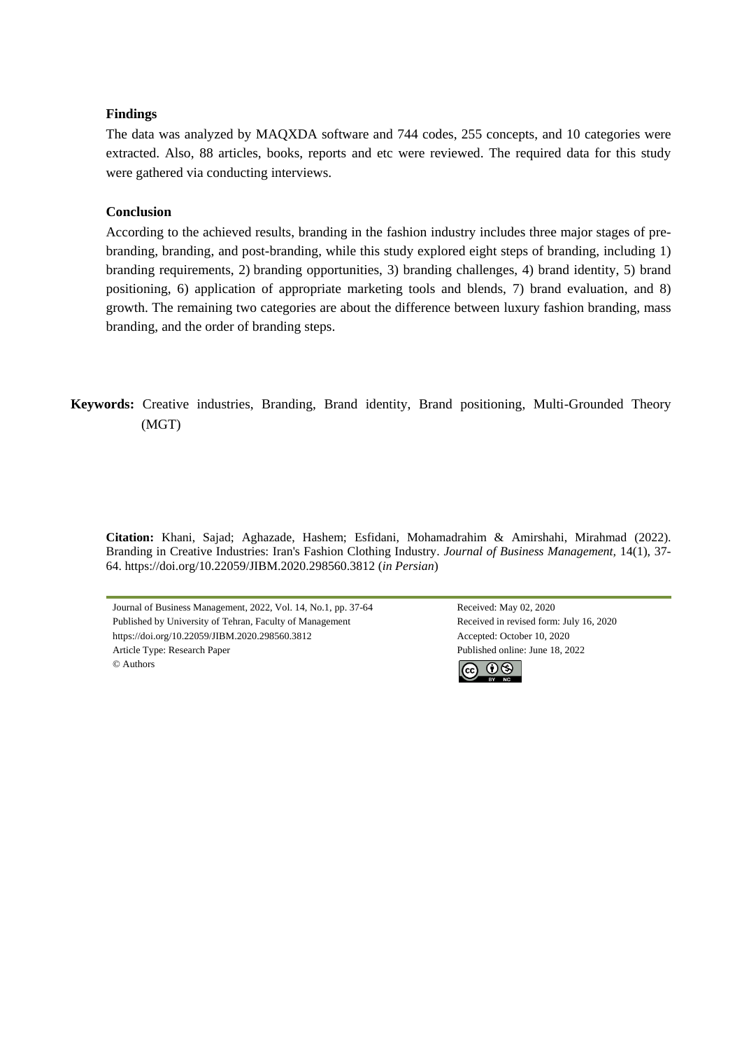### Findings

The data was analyzed by MAQXDA software and 744 codes, 255 concepts, and 10 categories were extracted. Also, 88 articles, books, reports and etc were reviewed. The required data for this study were gathered via conducting interviews.

### Conclusion

According to the achieved results, branding in the fashion industry includes three major stages of pre-branding, branding, and post-branding, while this study explored eight steps of branding, including 1) branding requirements, 2) branding opportunities, 3) branding challenges, 4) brand identity, 5) brand positioning, 6) application of appropriate marketing tools and blends, 7) brand evaluation, and 8) growth. The remaining two categories are about the difference between luxury fashion branding, mass branding, and the order of branding steps.

**Keywords:** Creative industries, Branding, Brand identity, Brand positioning, Multi-Grounded Theory (MGT)

**Citation:** Khani, Sajad; Aghazade, Hashem; Esfidani, Mohamadrahim & Amirshahi, Mirahmad (2022). Branding in Creative Industries: Iran's Fashion Clothing Industry. *Journal of Business Management,* 14(1), 37-64. https://doi.org/10.22059/JIBM.2020.298560.3812 (*in Persian*)

Journal of Business Management, 2022, Vol. 14, No.1, pp. 37-64
Published by University of Tehran, Faculty of Management
https://doi.org/10.22059/JIBM.2020.298560.3812
Article Type: Research Paper
© Authors

Received: May 02, 2020
Received in revised form: July 16, 2020
Accepted: October 10, 2020
Published online: June 18, 2022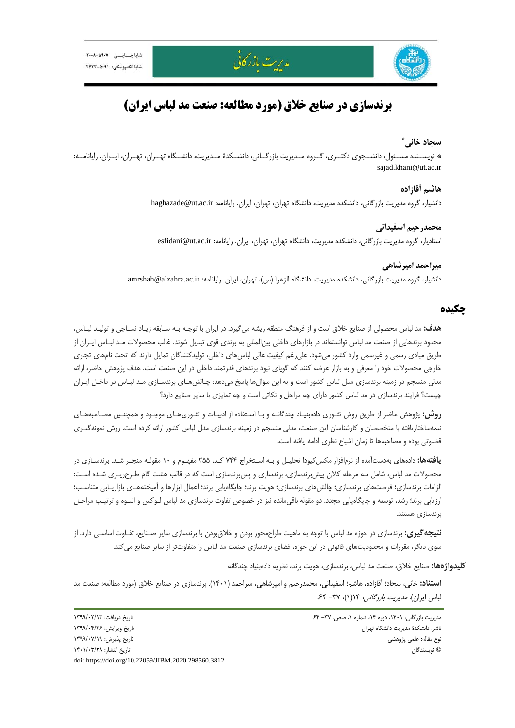# برندسازی در صنایع خلاق (مورد مطالعه: صنعت مد لباس ایران)

**سجاد خانی***

* نویسنده مسئول، دانشجوی دکتری، گروه مدیریت بازرگانی، دانشکدهٔ مدیریت، دانشگاه تهران، تهران، ایران. رایانامه: sajad.khani@ut.ac.ir

**هاشم آقازاده**

دانشیار، گروه مدیریت بازرگانی، دانشکده مدیریت، دانشگاه تهران، تهران، ایران. رایانامه: haghazade@ut.ac.ir

**محمدرحیم اسفیدانی**

استادیار، گروه مدیریت بازرگانی، دانشکده مدیریت، دانشگاه تهران، تهران، ایران. رایانامه: esfidani@ut.ac.ir

**میراحمد امیرشاهی**

دانشیار، گروه مدیریت بازرگانی، دانشکده مدیریت، دانشگاه الزهرا (س)، تهران، ایران. رایانامه: amrshah@alzahra.ac.ir

## چکیده

**هدف:** مد لباس محصولی از صنایع خلاق است و از فرهنگ منطقه ریشه می‌گیرد. در ایران با توجه به سابقه زیاد نساجی و تولید لباس، محدود برندهایی از صنعت مد لباس توانسته‌اند در بازارهای داخلی بین‌المللی به برندی قوی تبدیل شوند. غالب محصولات مد لباس ایران از طریق مبادی رسمی و غیررسمی وارد کشور می‌شود. علی‌رغم کیفیت عالی لباس‌های داخلی، تولیدکنندگان تمایل دارند که تحت نام‌های تجاری خارجی محصولات خود را معرفی و به بازار عرضه کنند که گویای نبود برندهای قدرتمند داخلی در این صنعت است. هدف پژوهش حاضر، ارائه مدلی منسجم در زمینه برندسازی مدل لباس کشور است و به این سؤال‌ها پاسخ می‌دهد: چالش‌های برندسازی مد لباس در داخل ایران چیست؟ فرایند برندسازی در مد لباس کشور دارای چه مراحل و نکاتی است و چه تمایزی با سایر صنایع دارد؟

**روش:** پژوهش حاضر از طریق روش تئوری داده‌بنیاد چندگانه و با استفاده از ادبیات و تئوری‌های موجود و همچنین مصاحبه‌های نیمه‌ساختاریافته با متخصصان و کارشناسان این صنعت، مدلی منسجم در زمینه برندسازی مدل لباس کشور ارائه کرده است. روش نمونه‌گیری قضاوتی بوده و مصاحبه‌ها تا زمان اشباع نظری ادامه یافته است.

**یافته‌ها:** داده‌های به‌دست‌آمده از نرم‌افزار مکس‌کیودا تحلیل و به استخراج ۷۴۴ کد، ۲۵۵ مفهوم و ۱۰ مقوله منجر شد. برندسازی در محصولات مد لباس، شامل سه مرحله کلان پیش‌برندسازی، برندسازی و پس‌برندسازی است که در قالب هشت گام طرح‌ریزی شده است: الزامات برندسازی؛ فرصت‌های برندسازی؛ چالش‌های برندسازی؛ هویت برند؛ جایگاه‌یابی برند؛ اعمال ابزارها و آمیخته‌های بازاریابی متناسب؛ ارزیابی برند؛ رشد، توسعه و جایگاه‌یابی مجدد. دو مقوله باقی‌مانده نیز در خصوص تفاوت برندسازی مد لباس لوکس و انبوه و ترتیب مراحل برندسازی هستند.

**نتیجه‌گیری:** برندسازی در حوزه مد لباس با توجه به ماهیت طراح‌محور بودن و خلاق‌بودن با برندسازی سایر صنایع، تفاوت اساسی دارد. از سوی دیگر، مقررات و محدودیت‌های قانونی در این حوزه، فضای برندسازی صنعت مد لباس را متفاوت‌تر از سایر صنایع می‌کند.

**کلیدواژه‌ها:** صنایع خلاق، صنعت مد لباس، برندسازی، هویت برند، نظریه داده‌بنیاد چندگانه

**استناد:** خانی، سجاد؛ آقازاده، هاشم؛ اسفیدانی، محمدرحیم و امیرشاهی، میراحمد (۱۴۰۱). برندسازی در صنایع خلاق (مورد مطالعه: صنعت مد لباس ایران). *مدیریت بازرگانی*، ۱۴(۱)، ۳۷- ۶۴.

تاریخ دریافت: ۱۳۹۹/۰۲/۱۳
تاریخ ویرایش: ۱۳۹۹/۰۴/۲۶
تاریخ پذیرش: ۱۳۹۹/۰۷/۱۹
تاریخ انتشار: ۱۴۰۱/۰۳/۲۸

مدیریت بازرگانی، ۱۴۰۱، دوره ۱۴، شماره ۱، صص. ۳۷- ۶۴
ناشر: دانشکدهٔ مدیریت دانشگاه تهران
نوع مقاله: علمی پژوهشی
© نویسندگان

doi: https://doi.org/10.22059/JIBM.2020.298560.3812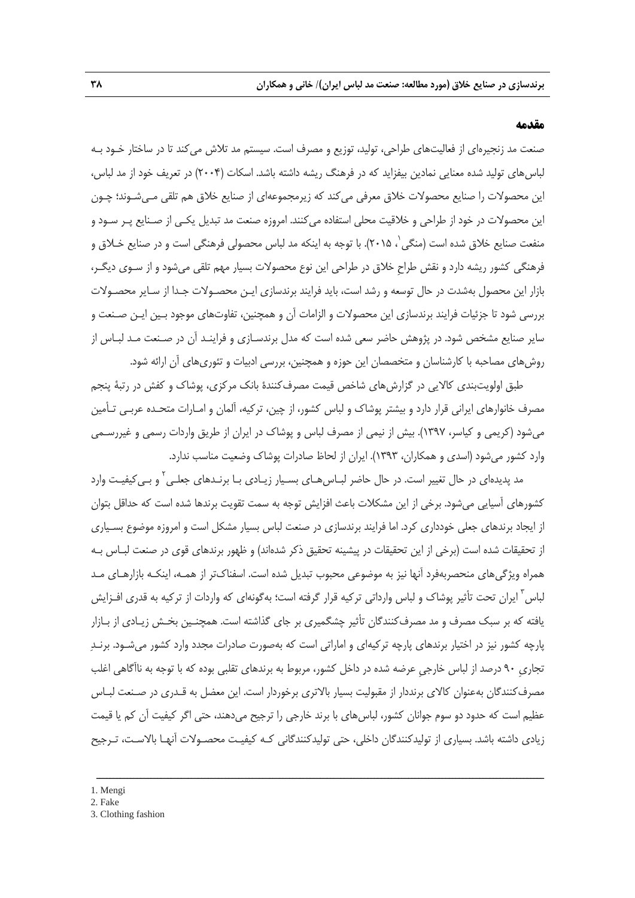## مقدمه

صنعت مد زنجیره‌ای از فعالیت‌های طراحی، تولید، توزیع و مصرف است. سیستم مد تلاش می‌کند تا در ساختار خود به لباس‌های تولید شده معنایی نمادین بیفزاید که در فرهنگ ریشه داشته باشد. اسکات (۲۰۰۴) در تعریف خود از مد لباس، این محصولات را صنایع محصولات خلاق معرفی می‌کند که زیرمجموعه‌ای از صنایع خلاق هم تلقی می‌شوند؛ چون این محصولات در خود از طراحی و خلاقیت محلی استفاده می‌کنند. امروزه صنعت مد تبدیل یکی از صنایع پر سود و منفعت صنایع خلاق شده است (منگی[1]، ۲۰۱۵). با توجه به اینکه مد لباس محصولی فرهنگی است و در صنایع خلاق و فرهنگی کشور ریشه دارد و نقش طراحِ خلاق در طراحی این نوع محصولات بسیار مهم تلقی می‌شود و از سوی دیگر، بازار این محصول به‌شدت در حال توسعه و رشد است، باید فرایند برندسازی این محصولات جدا از سایر محصولات بررسی شود تا جزئیات فرایند برندسازی این محصولات و الزامات آن و همچنین، تفاوت‌های موجود بین این صنعت و سایر صنایع مشخص شود. در پژوهش حاضر سعی شده است که مدل برندسازی و فرایند آن در صنعت مد لباس از روش‌های مصاحبه با کارشناسان و متخصصان این حوزه و همچنین، بررسی ادبیات و تئوری‌های آن ارائه شود.

طبق اولویت‌بندی کالایی در گزارش‌های شاخص قیمت مصرف‌کنندهٔ بانک مرکزی، پوشاک و کفش در رتبهٔ پنجم مصرف خانوارهای ایرانی قرار دارد و بیشتر پوشاک و لباس کشور، از چین، ترکیه، آلمان و امارات متحده عربی تأمین می‌شود (کریمی و کیاسر، ۱۳۹۷). بیش از نیمی از مصرف لباس و پوشاک در ایران از طریق واردات رسمی و غیررسمی وارد کشور می‌شود (اسدی و همکاران، ۱۳۹۳). ایران از لحاظ صادرات پوشاک وضعیت مناسب ندارد.

مد پدیده‌ای در حال تغییر است. در حال حاضر لباس‌های بسیار زیادی با برندهای جعلی[2] و بی‌کیفیت وارد کشورهای آسیایی می‌شود. برخی از این مشکلات باعث افزایش توجه به سمت تقویت برندها شده است که حداقل بتوان از ایجاد برندهای جعلی خودداری کرد. اما فرایند برندسازی در صنعت لباس بسیار مشکل است و امروزه موضوع بسیاری از تحقیقات شده است (برخی از این تحقیقات در پیشینه تحقیق ذکر شده‌اند) و ظهور برندهای قوی در صنعت لباس به همراه ویژگی‌های منحصربه‌فرد آنها نیز به موضوعی محبوب تبدیل شده است. اسفناک‌تر از همه، اینکه بازارهای مد لباس[3] ایران تحت تأثیر پوشاک و لباس وارداتی ترکیه قرار گرفته است؛ به‌گونه‌ای که واردات از ترکیه به قدری افزایش یافته که بر سبک مصرف و مد مصرف‌کنندگان تأثیر چشمگیری بر جای گذاشته است. همچنین بخش زیادی از بازار پارچه کشور نیز در اختیار برندهای پارچه ترکیه‌ای و اماراتی است که به‌صورت صادرات مجدد وارد کشور می‌شود. برندِ تجاری ۹۰ درصد از لباس خارجیِ عرضه شده در داخل کشور، مربوط به برندهای تقلبی بوده که با توجه به ناآگاهی اغلب مصرف‌کنندگان به‌عنوان کالای برندار از مقبولیت بسیار بالاتری برخوردار است. این معضل به قدری در صنعت لباس عظیم است که حدود دو سوم جوانان کشور، لباس‌های با برند خارجی را ترجیح می‌دهند، حتی اگر کیفیت آن کم یا قیمت زیادی داشته باشد. بسیاری از تولیدکنندگان داخلی، حتی تولیدکنندگانی که کیفیت محصولات آنها بالاست، ترجیح

---

1. Mengi
2. Fake
3. Clothing fashion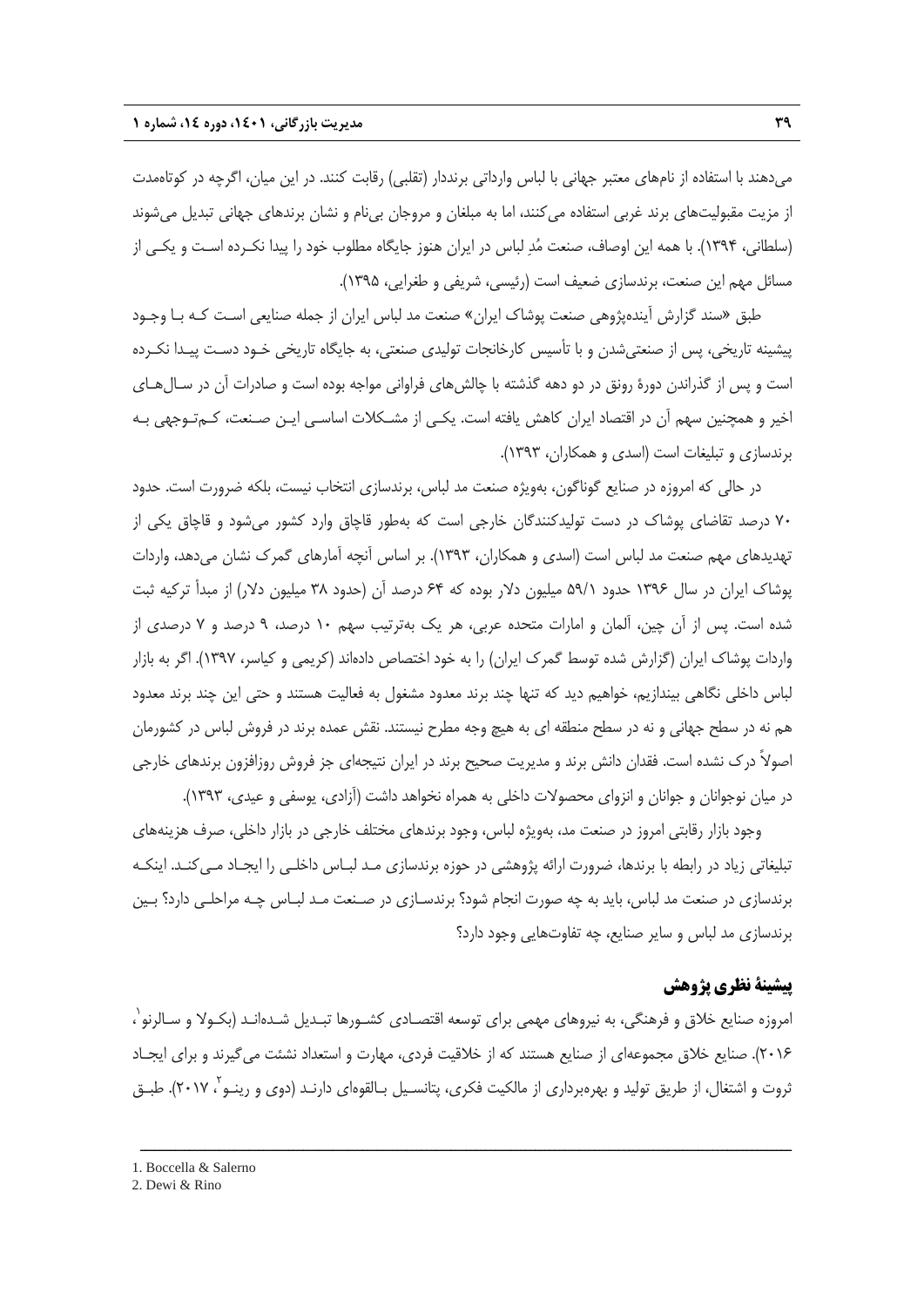می‌دهند با استفاده از نام‌های معتبر جهانی با لباس وارداتی برندار (تقلبی) رقابت کنند. در این میان، اگرچه در کوتاه‌مدت از مزیت مقبولیت‌های برند غربی استفاده می‌کنند، اما به مبلغان و مروجان بی‌نام و نشان برندهای جهانی تبدیل می‌شوند (سلطانی، ۱۳۹۴). با همه این اوصاف، صنعت مُدِ لباس در ایران هنوز جایگاه مطلوب خود را پیدا نکرده است و یکی از مسائل مهم این صنعت، برندسازی ضعیف است (رئیسی، شریفی و طغرایی، ۱۳۹۵).

طبق «سند گزارش آینده‌پژوهی صنعت پوشاک ایران» صنعت مد لباس ایران از جمله صنایعی است که با وجود پیشینه تاریخی، پس از صنعتی‌شدن و با تأسیس کارخانجات تولیدی صنعتی، به جایگاه تاریخی خود دست پیدا نکرده است و پس از گذراندن دورهٔ رونق در دو دهه گذشته با چالش‌های فراوانی مواجه بوده است و صادرات آن در سال‌های اخیر و همچنین سهم آن در اقتصاد ایران کاهش یافته است. یکی از مشکلات اساسی این صنعت، کم‌توجهی به برندسازی و تبلیغات است (اسدی و همکاران، ۱۳۹۳).

در حالی که امروزه در صنایع گوناگون، به‌ویژه صنعت مد لباس، برندسازی انتخاب نیست، بلکه ضرورت است. حدود ۷۰ درصد تقاضای پوشاک در دست تولیدکنندگان خارجی است که به‌طور قاچاق وارد کشور می‌شود و قاچاق یکی از تهدیدهای مهم صنعت مد لباس است (اسدی و همکاران، ۱۳۹۳). بر اساس آنچه آمارهای گمرک نشان می‌دهد، واردات پوشاک ایران در سال ۱۳۹۶ حدود ۵۹/۱ میلیون دلار بوده که ۶۴ درصد آن (حدود ۳۸ میلیون دلار) از مبدأ ترکیه ثبت شده است. پس از آن چین، آلمان و امارات متحده عربی، هر یک به‌ترتیب سهم ۱۰ درصد، ۹ درصد و ۷ درصدی از واردات پوشاک ایران (گزارش شده توسط گمرک ایران) را به خود اختصاص داده‌اند (کریمی و کیاسر، ۱۳۹۷). اگر به بازار لباس داخلی نگاهی بیندازیم، خواهیم دید که تنها چند برند معدود مشغول به فعالیت هستند و حتی این چند برند معدود هم نه در سطح جهانی و نه در سطح منطقه ای به هیچ وجه مطرح نیستند. نقش عمده برند در فروش لباس در کشورمان اصولاً درک نشده است. فقدان دانش برند و مدیریت صحیح برند در ایران نتیجه‌ای جز فروش روزافزون برندهای خارجی در میان نوجوانان و جوانان و انزوای محصولات داخلی به همراه نخواهد داشت (آزادی، یوسفی و عیدی، ۱۳۹۳).

وجود بازار رقابتی امروز در صنعت مد، به‌ویژه لباس، وجود برندهای مختلف خارجی در بازار داخلی، صرف هزینه‌های تبلیغاتی زیاد در رابطه با برندها، ضرورت ارائه پژوهشی در حوزه برندسازی مد لباس داخلی را ایجاد می‌کند. اینکه برندسازی در صنعت مد لباس، باید به چه صورت انجام شود؟ برندسازی در صنعت مد لباس چه مراحلی دارد؟ بین برندسازی مد لباس و سایر صنایع، چه تفاوت‌هایی وجود دارد؟

## پیشینهٔ نظری پژوهش

امروزه صنایع خلاق و فرهنگی، به نیروهای مهمی برای توسعه اقتصادی کشورها تبدیل شده‌اند (بکولا و سالرنو[1]، ۲۰۱۶). صنایع خلاق مجموعه‌ای از صنایع هستند که از خلاقیت فردی، مهارت و استعداد نشئت می‌گیرند و برای ایجاد ثروت و اشتغال، از طریق تولید و بهره‌برداری از مالکیت فکری، پتانسیل بالقوه‌ای دارند (دوی و رینو[2]، ۲۰۱۷). طبق

---

1. Boccella & Salerno
2. Dewi & Rino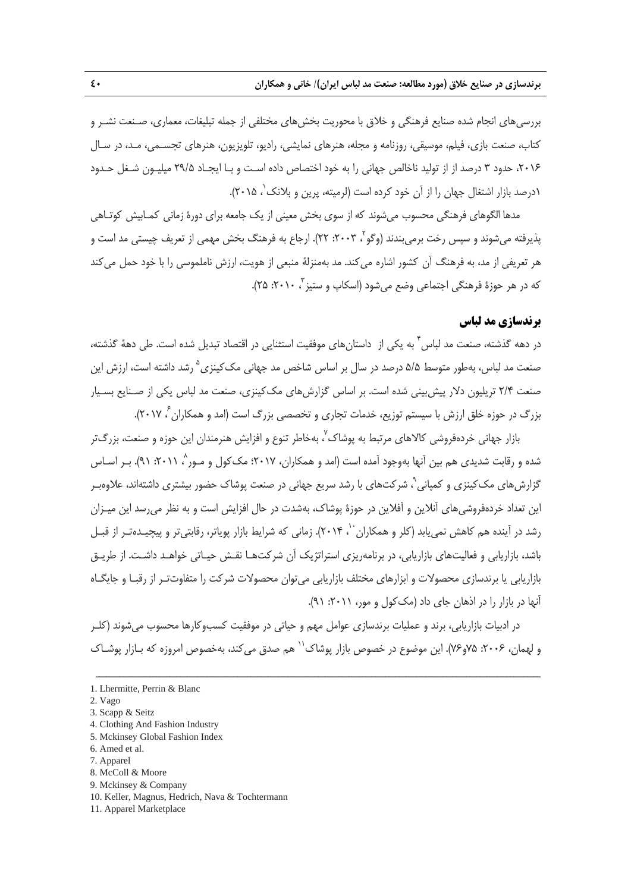بررسی‌های انجام شده صنایع فرهنگی و خلاق با محوریت بخش‌های مختلفی از جمله تبلیغات، معماری، صنعت نشر و کتاب، صنعت بازی، فیلم، موسیقی، روزنامه و مجله، هنرهای نمایشی، رادیو، تلویزیون، هنرهای تجسمی، مد، در سال ۲۰۱۶، حدود ۳ درصد از از تولید ناخالص جهانی را به خود اختصاص داده است و با ایجاد ۲۹/۵ میلیون شغل حدود ۱درصد بازار اشتغال جهان را از آن خود کرده است (لرمیته، پرین و بلانک[1]، ۲۰۱۵).

مدها الگوهای فرهنگی محسوب می‌شوند که از سوی بخش معینی از یک جامعه برای دورهٔ زمانی کم‌وبیش کوتاهی پذیرفته می‌شوند و سپس رخت برمی‌بندند (وگو[2]، ۲۰۰۳: ۲۲). ارجاع به فرهنگ بخش مهمی از تعریف چیستی مد است و هر تعریفی از مد، به فرهنگ آن کشور اشاره می‌کند. مد به‌منزلهٔ منبعی از هویت، ارزش ناملموسی را با خود حمل می‌کند که در هر حوزهٔ فرهنگی اجتماعی وضع می‌شود (اسکاپ و ستیز[3]، ۲۰۱۰: ۲۵).

## برندسازی مد لباس

در دهه گذشته، صنعت مد لباس[4] به یکی از داستان‌های موفقیت استثنایی در اقتصاد تبدیل شده است. طی دههٔ گذشته، صنعت مد لباس، به‌طور متوسط ۵/۵ درصد در سال بر اساس شاخص مد جهانی مک‌کینزی[5] رشد داشته است، ارزش این صنعت ۲/۴ تریلیون دلار پیش‌بینی شده است. بر اساس گزارش‌های مک‌کینزی، صنعت مد لباس یکی از صنایع بسیار بزرگ در حوزه خلق ارزش با سیستم توزیع، خدمات تجاری و تخصصی بزرگ است (امد و همکاران[6]، ۲۰۱۷).

بازار جهانی خرده‌فروشی کالاهای مرتبط به پوشاک[7]، به‌خاطر تنوع و افزایش هنرمندان این حوزه و صنعت، بزرگ‌تر شده و رقابت شدیدی هم بین آنها به‌وجود آمده است (امد و همکاران، ۲۰۱۷؛ مک‌کول و مور[8]، ۲۰۱۱: ۹۱). بر اساس گزارش‌های مک‌کینزی و کمپانی[9]، شرکت‌های با رشد سریع جهانی در صنعت پوشاک حضور بیشتری داشته‌اند، علاوه‌بر این تعداد خرده‌فروشی‌های آنلاین و آفلاین در حوزهٔ پوشاک، به‌شدت در حال افزایش است و به نظر می‌رسد این میزان رشد در آینده هم کاهش نمی‌یابد (کلر و همکاران[10]، ۲۰۱۴). زمانی که شرایط بازار پویاتر، رقابتی‌تر و پیچیده‌تر از قبل باشد، بازاریابی و فعالیت‌های بازاریابی، در برنامه‌ریزی استراتژیک آن شرکت‌ها نقش حیاتی خواهد داشت. از طریق بازاریابی یا برندسازی محصولات و ابزارهای مختلف بازاریابی می‌توان محصولات شرکت را متفاوت‌تر از رقبا و جایگاه آنها در بازار را در اذهان جای داد (مک‌کول و مور، ۲۰۱۱: ۹۱).

در ادبیات بازاریابی، برند و عملیات برندسازی عوامل مهم و حیاتی در موفقیت کسب‌وکارها محسوب می‌شوند (کلر و لهمان، ۲۰۰۶: ۷۵و۷۶). این موضوع در خصوص بازار پوشاک[11] هم صدق می‌کند، به‌خصوص امروزه که بازار پوشاک

---

1. Lhermitte, Perrin & Blanc
2. Vago
3. Scapp & Seitz
4. Clothing And Fashion Industry
5. Mckinsey Global Fashion Index
6. Amed et al.
7. Apparel
8. McColl & Moore
9. Mckinsey & Company
10. Keller, Magnus, Hedrich, Nava & Tochtermann
11. Apparel Marketplace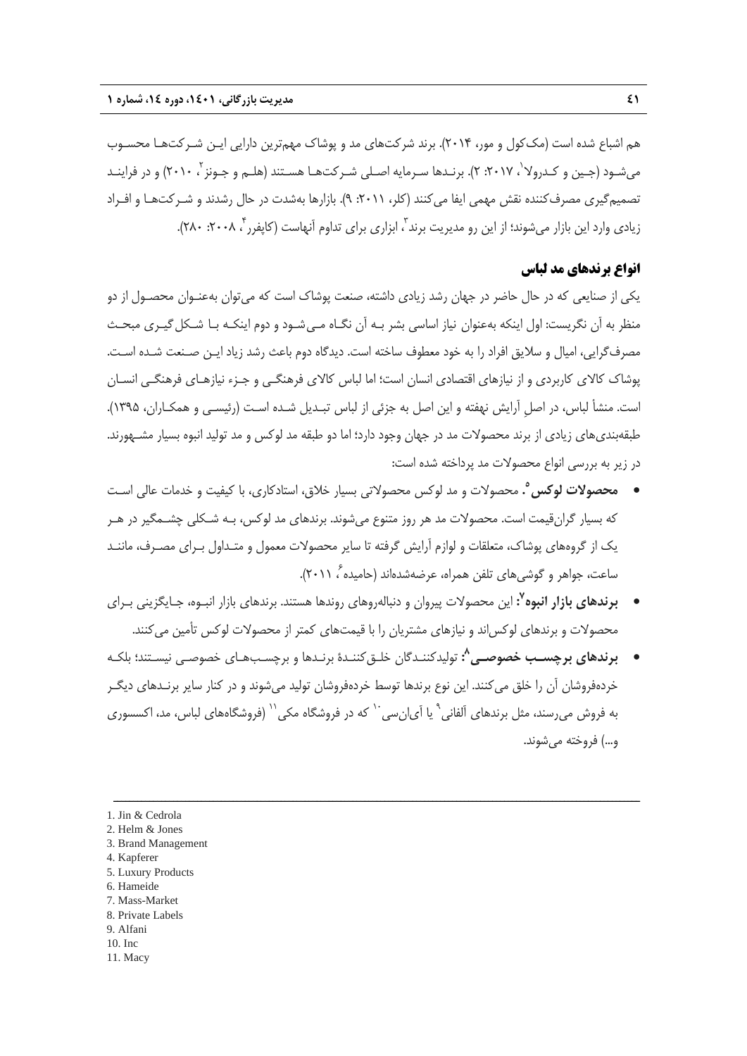هم اشباع شده است (مک‌کول و مور، ۲۰۱۴). برند شرکت‌های مد و پوشاک مهم‌ترین دارایی این شرکت‌ها محسوب می‌شود (جین و کدرولا[1]، ۲۰۱۷: ۲). برندها سرمایه اصلی شرکت‌ها هستند (هلم و جونز[2]، ۲۰۱۰) و در فرایند تصمیم‌گیری مصرف‌کننده نقش مهمی ایفا می‌کنند (کلر، ۲۰۱۱: ۹). بازارها به‌شدت در حال رشدند و شرکت‌ها و افراد زیادی وارد این بازار می‌شوند؛ از این رو مدیریت برند[3]، ابزاری برای تداوم آنهاست (کاپفرر[4]، ۲۰۰۸: ۲۸۰).

## انواع برندهای مد لباس

یکی از صنایعی که در حال حاضر در جهان رشد زیادی داشته، صنعت پوشاک است که می‌توان به‌عنوان محصول از دو منظر به آن نگریست: اول اینکه به‌عنوان نیاز اساسی بشر به آن نگاه می‌شود و دوم اینکه با شکل‌گیری مبحث مصرف‌گرایی، امیال و سلایق افراد را به خود معطوف ساخته است. دیدگاه دوم باعث رشد زیاد این صنعت شده است. پوشاک کالای کاربردی و از نیازهای اقتصادی انسان است؛ اما لباس کالای فرهنگی و جزء نیازهای فرهنگی انسان است. منشأ لباس، در اصلِ آرایش نهفته و این اصل به جزئی از لباس تبدیل شده است (رئیسی و همکاران، ۱۳۹۵). طبقه‌بندی‌های زیادی از برند محصولات مد در جهان وجود دارد؛ اما دو طبقه مد لوکس و مد تولید انبوه بسیار مشهورند. در زیر به بررسی انواع محصولات مد پرداخته شده است:

- **محصولات لوکس[5].** محصولات و مد لوکس محصولاتی بسیار خلاق، استادکاری، با کیفیت و خدمات عالی است که بسیار گران‌قیمت است. محصولات مد هر روز متنوع می‌شوند. برندهای مد لوکس، به شکلی چشمگیر در هر یک از گروه‌های پوشاک، متعلقات و لوازم آرایش گرفته تا سایر محصولات معمول و متداول برای مصرف، مانند ساعت، جواهر و گوشی‌های تلفن همراه، عرضه‌شده‌اند (حامیده[6]، ۲۰۱۱).
- **برندهای بازار انبوه[7]:** این محصولات پیروان و دنباله‌روهای روندها هستند. برندهای بازار انبوه، جایگزینی برای محصولات و برندهای لوکس‌اند و نیازهای مشتریان را با قیمت‌های کمتر از محصولات لوکس تأمین می‌کنند.
- **برندهای برچسب خصوصی[8]:** تولیدکنندگان خلق‌کنندهٔ برندها و برچسب‌های خصوصی نیستند؛ بلکه خرده‌فروشان آن را خلق می‌کنند. این نوع برندها توسط خرده‌فروشان تولید می‌شوند و در کنار سایر برندهای دیگر به فروش می‌رسند، مثل برندهای آلفانی[9] یا آی‌ان‌سی[10] که در فروشگاه مکی[11] (فروشگاه‌های لباس، مد، اکسسوری و...) فروخته می‌شوند.

---

1. Jin & Cedrola
2. Helm & Jones
3. Brand Management
4. Kapferer
5. Luxury Products
6. Hameide
7. Mass-Market
8. Private Labels
9. Alfani
10. Inc
11. Macy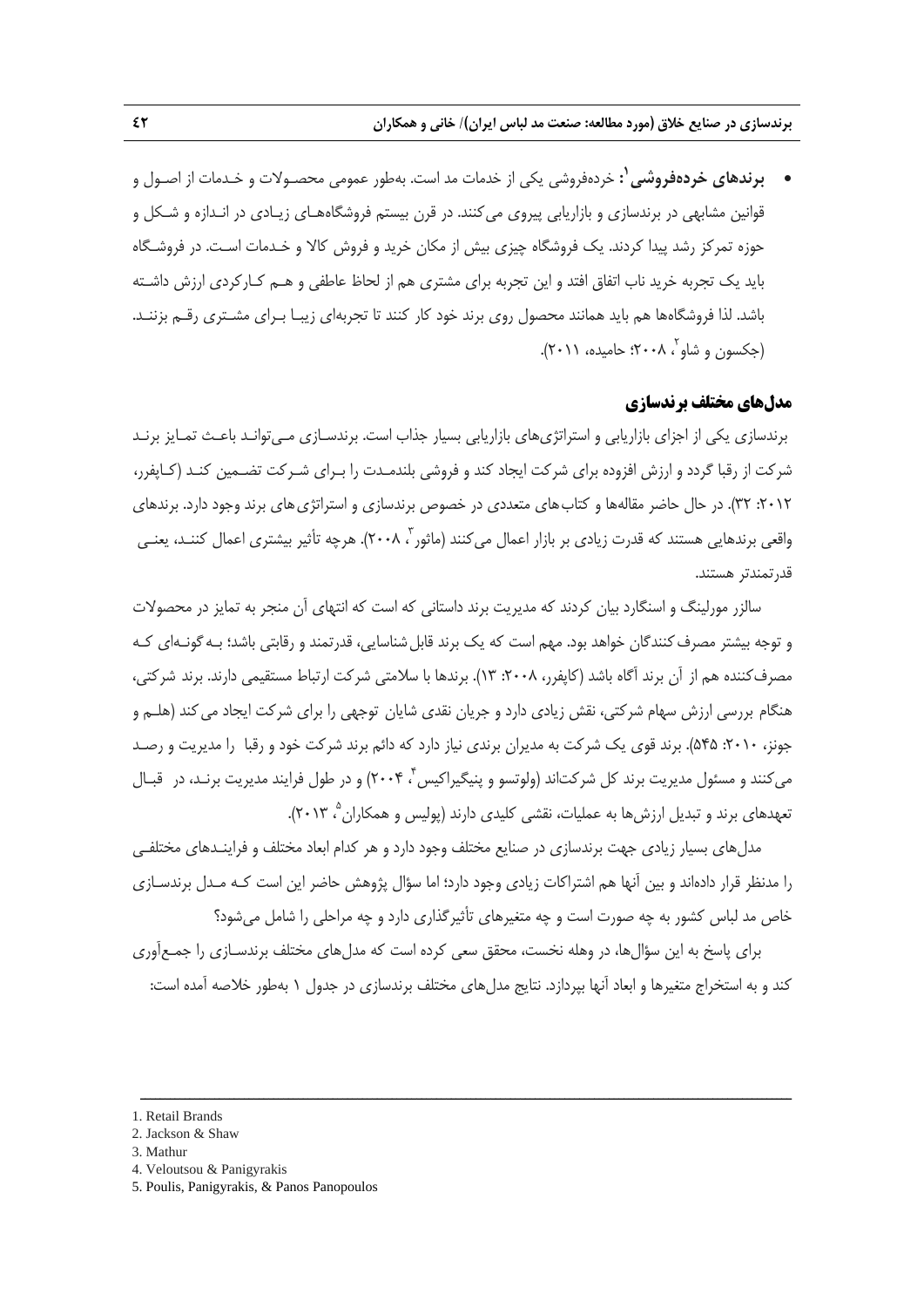- **برندهای خرده‌فروشی**[1]**:** خرده‌فروشی یکی از خدمات مد است. به‌طور عمومی محصولات و خدمات از اصول و قوانین مشابهی در برندسازی و بازاریابی پیروی می‌کنند. در قرن بیستم فروشگاه‌های زیادی در اندازه و شکل و حوزه تمرکز رشد پیدا کردند. یک فروشگاه چیزی بیش از مکان خرید و فروش کالا و خدمات است. در فروشگاه باید یک تجربه خرید ناب اتفاق افتد و این تجربه برای مشتری هم از لحاظ عاطفی و هم کارکردی ارزش داشته باشد. لذا فروشگاه‌ها هم باید همانند محصول روی برند خود کار کنند تا تجربه‌ای زیبا برای مشتری رقم بزنند. (جکسون و شاو[2]، ۲۰۰۸؛ حامیده، ۲۰۱۱).

## مدل‌های مختلف برندسازی

برندسازی یکی از اجزای بازاریابی و استراتژی‌های بازاریابی بسیار جذاب است. برندسازی می‌تواند باعث تمایز برند شرکت از رقبا گردد و ارزش افزوده برای شرکت ایجاد کند و فروشی بلندمدت را برای شرکت تضمین کند (کاپفرر، ۲۰۱۲: ۳۲). در حال حاضر مقاله‌ها و کتاب‌های متعددی در خصوص برندسازی و استراتژی‌های برند وجود دارد. برندهای واقعی برندهایی هستند که قدرت زیادی بر بازار اعمال می‌کنند (ماثور[3]، ۲۰۰۸). هرچه تأثیر بیشتری اعمال کنند، یعنی قدرتمندتر هستند.

سالزر مورلینگ و اسنگارد بیان کردند که مدیریت برند داستانی که است که انتهای آن منجر به تمایز در محصولات و توجه بیشتر مصرف‌کنندگان خواهد بود. مهم است که یک برند قابل‌شناسایی، قدرتمند و رقابتی باشد؛ به‌گونه‌ای که مصرف‌کننده هم از آن برند آگاه باشد (کاپفرر، ۲۰۰۸: ۱۳). برندها با سلامتی شرکت ارتباط مستقیمی دارند. برند شرکتی، هنگام بررسی ارزش سهام شرکتی، نقش زیادی دارد و جریان نقدی شایان توجهی را برای شرکت ایجاد می‌کند (هلم و جونز، ۲۰۱۰: ۵۴۵). برند قوی یک شرکت به مدیران برندی نیاز دارد که دائم برند شرکت خود و رقبا را مدیریت و رصد می‌کنند و مسئول مدیریت برند کل شرکت‌اند (ولوتسو و پنیگیراکیس[4]، ۲۰۰۴) و در طول فرایند مدیریت برند، در قبال تعهدهای برند و تبدیل ارزش‌ها به عملیات، نقشی کلیدی دارند (پولیس و همکاران[5]، ۲۰۱۳).

مدل‌های بسیار زیادی جهت برندسازی در صنایع مختلف وجود دارد و هر کدام ابعاد مختلف و فرایندهای مختلفی را مدنظر قرار داده‌اند و بین آنها هم اشتراکات زیادی وجود دارد؛ اما سؤال پژوهش حاضر این است که مدل برندسازی خاص مد لباس کشور به چه صورت است و چه متغیرهای تأثیرگذاری دارد و چه مراحلی را شامل می‌شود؟

برای پاسخ به این سؤال‌ها، در وهله نخست، محقق سعی کرده است که مدل‌های مختلف برندسازی را جمع‌آوری کند و به استخراج متغیرها و ابعاد آنها بپردازد. نتایج مدل‌های مختلف برندسازی در جدول ۱ به‌طور خلاصه آمده است:

---

1. Retail Brands
2. Jackson & Shaw
3. Mathur
4. Veloutsou & Panigyrakis
5. Poulis, Panigyrakis, & Panos Panopoulos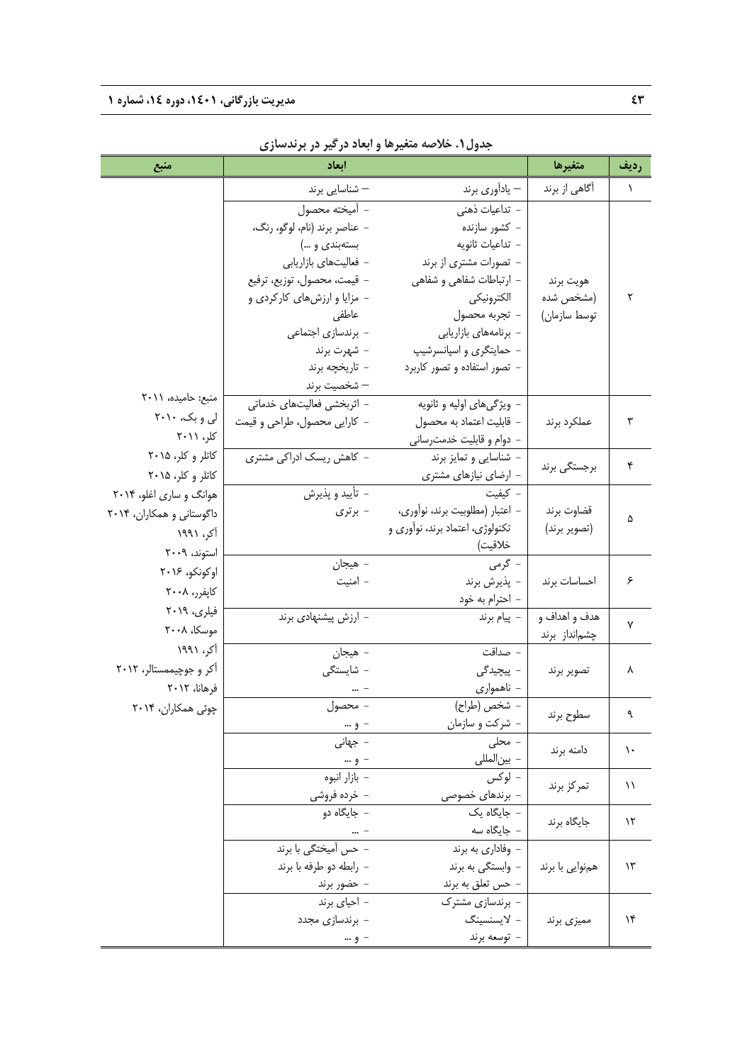جدول۱. خلاصه متغیرها و ابعاد درگیر در برندسازی

| ردیف | متغیرها | ابعاد | | منبع |
|---|---|---|---|---|
| ۱ | آگاهی از برند | – یادآوری برند | – شناسایی برند | منبع: حامیده، ۲۰۱۱ لی و بک، ۲۰۱۰ کلر، ۲۰۱۱ کاتلر و کلر، ۲۰۱۵ کاتلر و کلر، ۲۰۱۵ هوانگ و ساری اغلو، ۲۰۱۴ داگوستانی و همکاران، ۲۰۱۴ آکر، ۱۹۹۱ استوند، ۲۰۰۹ اوکونکو، ۲۰۱۶ کاپفرر، ۲۰۰۸ فیلری، ۲۰۱۹ موسکا، ۲۰۰۸ آکر، ۱۹۹۱ آکر و جوچیممستالر، ۲۰۱۲ فرهانا، ۲۰۱۲ چوئی همکاران، ۲۰۱۴ |
| ۲ | هویت برند (مشخص شده توسط سازمان) | - تداعیات ذهنی<br>- کشور سازنده<br>- تداعیات ثانویه<br>- تصورات مشتری از برند<br>- ارتباطات شفاهی و شفاهی الکترونیکی<br>- تجربه محصول<br>- برنامه‌های بازاریابی<br>- حمایتگری و اسپانسرشیپ<br>- تصور استفاده و تصور کاربرد | - آمیخته محصول<br>- عناصر برند (نام، لوگو، رنگ، بسته‌بندی و ...)<br>- فعالیت‌های بازاریابی<br>- قیمت، محصول، توزیع، ترفیع<br>- مزایا و ارزش‌های کارکردی و عاطفی<br>- برندسازی اجتماعی<br>- شهرت برند<br>- تاریخچه برند<br>– شخصیت برند | |
| ۳ | عملکرد برند | - ویژگی‌های اولیه و ثانویه<br>- قابلیت اعتماد به محصول<br>- دوام و قابلیت خدمت‌رسانی | - اثربخشی فعالیت‌های خدماتی<br>- کارایی محصول، طراحی و قیمت | |
| ۴ | برجستگی برند | - شناسایی و تمایز برند<br>- ارضای نیازهای مشتری | - کاهش ریسک ادراکی مشتری | |
| ۵ | قضاوت برند (تصویر برند) | - کیفیت<br>- اعتبار (مطلوبیت برند، نوآوری، تکنولوژی، اعتماد برند، نوآوری و خلاقیت) | - تأیید و پذیرش<br>- برتری | |
| ۶ | احساسات برند | - گرمی<br>- پذیرش برند<br>- احترام به خود | - هیجان<br>- امنیت | |
| ۷ | هدف و اهداف و چشم‌انداز برند | - پیام برند | - ارزش پیشنهادی برند | |
| ۸ | تصویر برند | - صداقت<br>- پیچیدگی<br>- ناهمواری | - هیجان<br>- شایستگی<br>- ... | |
| ۹ | سطوح برند | - شخص (طراح)<br>- شرکت و سازمان | - محصول<br>- و ... | |
| ۱۰ | دامنه برند | - محلی<br>- بین‌المللی | - جهانی<br>- و ... | |
| ۱۱ | تمرکز برند | - لوکس<br>- برندهای خصوصی | - بازار انبوه<br>- خرده فروشی | |
| ۱۲ | جایگاه برند | - جایگاه یک<br>- جایگاه سه | - جایگاه دو<br>- ... | |
| ۱۳ | همنوایی با برند | - وفاداری به برند<br>- وابستگی به برند<br>- حس تعلق به برند | - حس آمیختگی با برند<br>- رابطه دو طرفه با برند<br>- حضور برند | |
| ۱۴ | ممیزی برند | - برندسازی مشترک<br>- لایسنسینگ<br>- توسعه برند | - احیای برند<br>- برندسازی مجدد<br>- و ... | |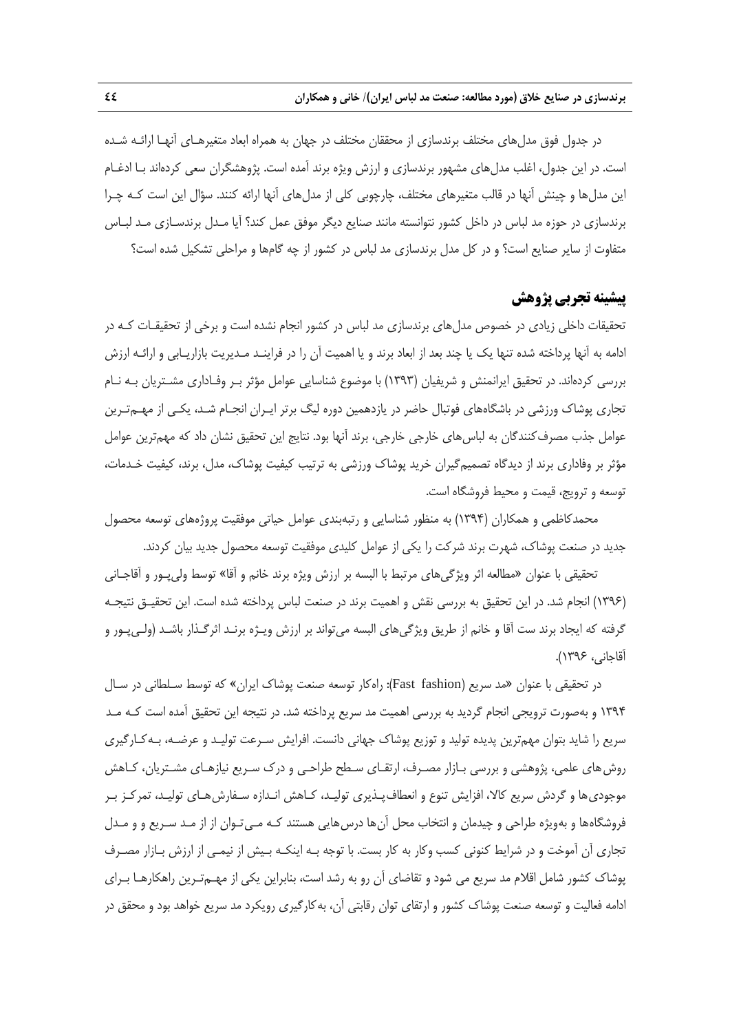در جدول فوق مدل‌های مختلف برندسازی از محققان مختلف در جهان به همراه ابعاد متغیرهـای آنهـا ارائـه شـده است. در این جدول، اغلب مدل‌های مشهور برندسازی و ارزش ویژه برند آمده است. پژوهشگران سعی کرده‌اند بـا ادغـام این مدل‌ها و چینش آنها در قالب متغیرهای مختلف، چارچوبی کلی از مدل‌های آنها ارائه کنند. سؤال این است کـه چـرا برندسازی در حوزه مد لباس در داخل کشور نتوانسته مانند صنایع دیگر موفق عمل کند؟ آیا مـدل برندسـازی مـد لبـاس متفاوت از سایر صنایع است؟ و در کل مدل برندسازی مد لباس در کشور از چه گام‌ها و مراحلی تشکیل شده است؟

## پیشینه تجربی پژوهش

تحقیقات داخلی زیادی در خصوص مدل‌های برندسازی مد لباس در کشور انجام نشده است و برخی از تحقیقـات کـه در ادامه به آنها پرداخته شده تنها یک یا چند بعد از ابعاد برند و یا اهمیت آن را در فراینـد مـدیریت بازاریـابی و ارائـه ارزش بررسی کرده‌اند. در تحقیق ایرانمنش و شریفیان (۱۳۹۳) با موضوع شناسایی عوامل مؤثر بـر وفـاداری مشـتریان بـه نـام تجاری پوشاک ورزشی در باشگاه‌های فوتبال حاضر در یازدهمین دوره لیگ برتر ایـران انجـام شـد، یکـی از مهـم‌تـرین عوامل جذب مصرف‌کنندگان به لباس‌های خارجی خارجی، برند آنها بود. نتایج این تحقیق نشان داد که مهم‌ترین عوامل مؤثر بر وفاداری برند از دیدگاه تصمیم‌گیران خرید پوشاک ورزشی به ترتیب کیفیت پوشاک، مدل، برند، کیفیت خـدمات، توسعه و ترویج، قیمت و محیط فروشگاه است.

محمدکاظمی و همکاران (۱۳۹۴) به منظور شناسایی و رتبه‌بندی عوامل حیاتی موفقیت پروژه‌های توسعه محصول جدید در صنعت پوشاک، شهرت برند شرکت را یکی از عوامل کلیدی موفقیت توسعه محصول جدید بیان کردند.

تحقیقی با عنوان «مطالعه اثر ویژگی‌های مرتبط با البسه بر ارزش ویژه برند خانم و آقا» توسط ولی‌پـور و آقاجـانی (۱۳۹۶) انجام شد. در این تحقیق به بررسی نقش و اهمیت برند در صنعت لباس پرداخته شده است. این تحقیـق نتیجـه گرفته که ایجاد برند ست آقا و خانم از طریق ویژگی‌های البسه می‌تواند بر ارزش ویـژه برنـد اثرگـذار باشـد (ولـی‌پـور و آقاجانی، ۱۳۹۶).

در تحقیقی با عنوان «مد سریع (Fast fashion): راه‌کار توسعه صنعت پوشاک ایران» که توسط سـلطانی در سـال ۱۳۹۴ و به‌صورت ترویجی انجام گردید به بررسی اهمیت مد سریع پرداخته شد. در نتیجه این تحقیق آمده است کـه مـد سریع را شاید بتوان مهم‌ترین پدیده تولید و توزیع پوشاک جهانی دانست. افزایش سـرعت تولیـد و عرضـه، بـه‌کـارگیری روش‌های علمی، پژوهشی و بررسی بـازار مصـرف، ارتقـای سـطح طراحـی و درک سـریع نیازهـای مشـتریان، کـاهش موجودی‌ها و گردش سریع کالا، افزایش تنوع و انعطاف‌پـذیری تولیـد، کـاهش انـدازه سـفارش‌هـای تولیـد، تمرکـز بـر فروشگاه‌ها و به‌ویژه طراحی و چیدمان و انتخاب محل آن‌ها درس‌هایی هستند کـه مـی‌تـوان از از مـد سـریع و و مـدل تجاری آن آموخت و در شرایط کنونی کسب وکار به کار بست. با توجه بـه اینکـه بـیش از نیمـی از ارزش بـازار مصـرف پوشاک کشور شامل اقلام مد سریع می شود و تقاضای آن رو به رشد است، بنابراین یکی از مهـم‌تـرین راهکارهـا بـرای ادامه فعالیت و توسعه صنعت پوشاک کشور و ارتقای توان رقابتی آن، به‌کارگیری رویکرد مد سریع خواهد بود و محقق در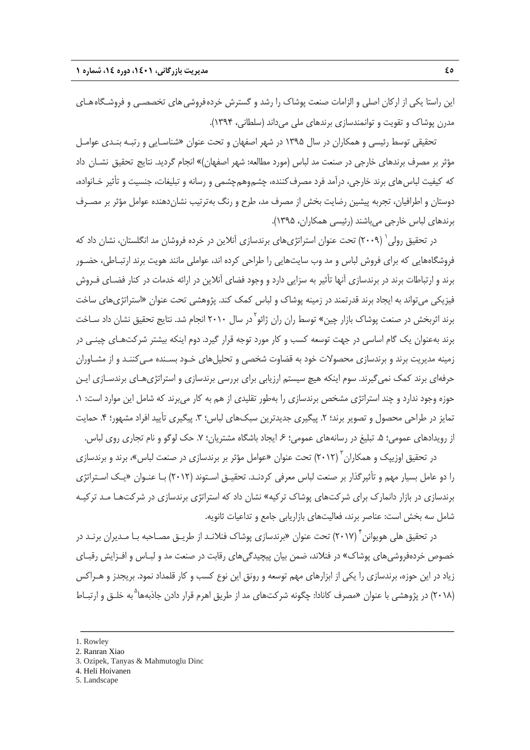این راستا یکی از ارکان اصلی و الزامات صنعت پوشاک را رشد و گسترش خرده‌فروشی‌های تخصصی و فروشگاه‌های مدرن پوشاک و تقویت و توانمندسازی برندهای ملی می‌داند (سلطانی، ۱۳۹۴).

تحقیقی توسط رئیسی و همکاران در سال ۱۳۹۵ در شهر اصفهان و تحت عنوان «شناسایی و رتبه بندی عوامل مؤثر بر مصرف برندهای خارجی در صنعت مد لباس (مورد مطالعه: شهر اصفهان)» انجام گردید. نتایج تحقیق نشان داد که کیفیت لباس‌های برند خارجی، درآمد فرد مصرف‌کننده، چشم‌وهم‌چشمی و رسانه و تبلیغات، جنسیت و تأثیر خانواده، دوستان و اطرافیان، تجربه پیشین رضایت بخش از مصرف مد، طرح و رنگ به‌ترتیب نشان‌دهنده عوامل مؤثر بر مصرف برندهای لباس خارجی می‌باشند (رئیسی همکاران، ۱۳۹۵).

در تحقیق رولی[1] (۲۰۰۹) تحت عنوان استراتژی‌های برندسازی آنلاین در خرده فروشان مد انگلستان، نشان داد که فروشگاه‌هایی که برای فروش لباس و مد وب سایت‌هایی را طراحی کرده اند، عواملی مانند هویت برند ارتباطی، حضور برند و ارتباطات برند در برندسازی آنها تأثیر به سزایی دارد و وجود فضای آنلاین در ارائه خدمات در کنار فضای فروش فیزیکی می‌تواند به ایجاد برند قدرتمند در زمینه پوشاک و لباس کمک کند. پژوهشی تحت عنوان «استراتژی‌های ساخت برند اثربخش در صنعت پوشاک بازار چین» توسط ران ران ژائو[2] در سال ۲۰۱۰ انجام شد. نتایج تحقیق نشان داد ساخت برند به‌عنوان یک گام اساسی در جهت توسعه کسب و کار مورد توجه قرار گیرد. دوم اینکه بیشتر شرکت‌های چینی در زمینه مدیریت برند و برندسازی محصولات خود به قضاوت شخصی و تحلیل‌های خود بسنده می‌کنند و از مشاوران حرفه‌ای برند کمک نمی‌گیرند. سوم اینکه هیچ سیستم ارزیابی برای بررسی برندسازی و استراتژی‌های برندسازی این حوزه وجود ندارد و چند استراتژی مشخص برندسازی را به‌طور تقلیدی از هم به کار می‌برند که شامل این موارد است: ۱. تمایز در طراحی محصول و تصویر برند؛ ۲. پیگیری جدیدترین سبک‌های لباس؛ ۳. پیگیری تأیید افراد مشهور؛ ۴. حمایت از رویدادهای عمومی؛ ۵. تبلیغ در رسانه‌های عمومی؛ ۶. ایجاد باشگاه مشتریان؛ ۷. حک لوگو و نام تجاری روی لباس.

در تحقیق اوزیپک و همکاران[3] (۲۰۱۲) تحت عنوان «عوامل مؤثر بر برندسازی در صنعت لباس»، برند و برندسازی را دو عامل بسیار مهم و تأثیرگذار بر صنعت لباس معرفی کردند. تحقیق استوند (۲۰۱۲) با عنوان «یک استراتژی برندسازی در بازار دانمارک برای شرکت‌های پوشاک ترکیه» نشان داد که استراتژی برندسازی در شرکت‌ها مد ترکیه شامل سه بخش است: عناصر برند، فعالیت‌های بازاریابی جامع و تداعیات ثانویه.

در تحقیق هلی هویوانن[4] (۲۰۱۷) تحت عنوان «برندسازی پوشاک فنلاند از طریق مصاحبه با مدیران برند در خصوص خرده‌فروشی‌های پوشاک» در فنلاند، ضمن بیان پیچیدگی‌های رقابت در صنعت مد و لباس و افزایش رقبای زیاد در این حوزه، برندسازی را یکی از ابزارهای مهم توسعه و رونق این نوع کسب و کار قلمداد نمود. بریجدز و هراکس (۲۰۱۸) در پژوهشی با عنوان «مصرف کانادا: چگونه شرکت‌های مد از طریق اهرم قرار دادن جاذبه‌ها[5] به خلق و ارتباط

---

1. Rowley
2. Ranran Xiao
3. Ozipek, Tanyas & Mahmutoglu Dinc
4. Heli Hoivanen
5. Landscape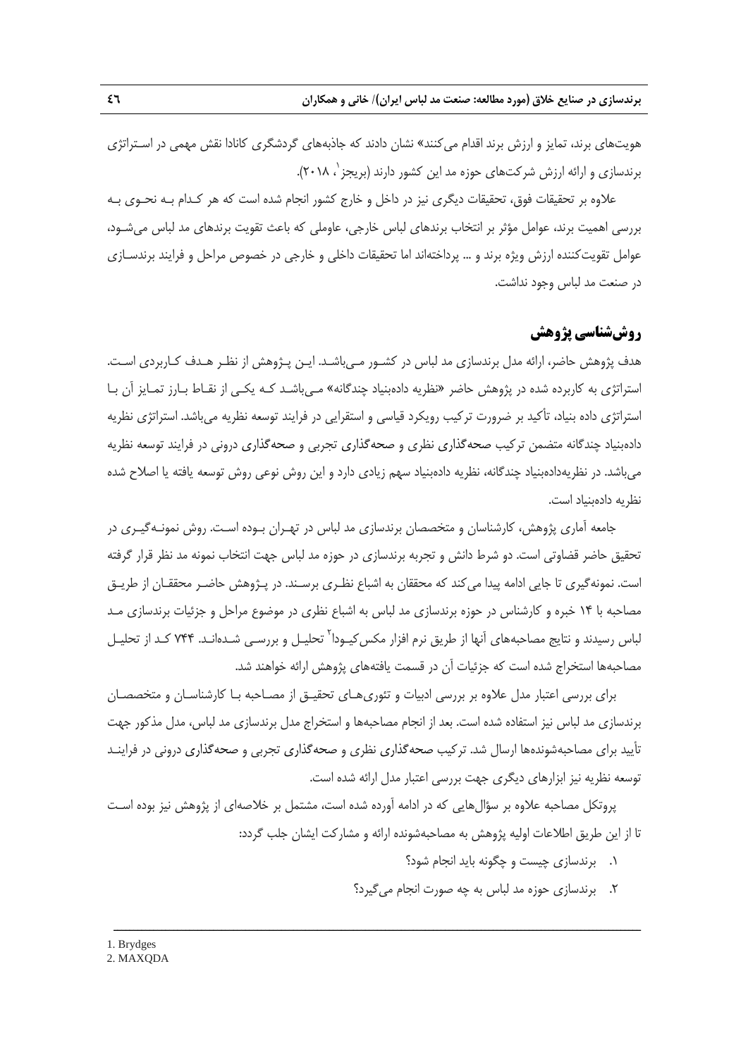هویت‌های برند، تمایز و ارزش برند اقدام می‌کنند» نشان دادند که جاذبه‌های گردشگری کانادا نقش مهمی در استراتژی برندسازی و ارائه ارزش شرکت‌های حوزه مد این کشور دارند (بریجز[1]، ۲۰۱۸).

علاوه بر تحقیقات فوق، تحقیقات دیگری نیز در داخل و خارج کشور انجام شده است که هر کدام به نحوی به بررسی اهمیت برند، عوامل مؤثر بر انتخاب برندهای لباس خارجی، عواملی که باعث تقویت برندهای مد لباس می‌شود، عوامل تقویت‌کننده ارزش ویژه برند و ... پرداخته‌اند اما تحقیقات داخلی و خارجی در خصوص مراحل و فرایند برندسازی در صنعت مد لباس وجود نداشت.

## روش‌شناسی پژوهش

هدف پژوهش حاضر، ارائه مدل برندسازی مد لباس در کشور می‌باشد. این پژوهش از نظر هدف کاربردی است. استراتژی به کاربرده شده در پژوهش حاضر «نظریه داده‌بنیاد چندگانه» می‌باشد که یکی از نقاط بارز تمایز آن با استراتژی داده بنیاد، تأکید بر ضرورت ترکیب رویکرد قیاسی و استقرایی در فرایند توسعه نظریه می‌باشد. استراتژی نظریه داده‌بنیاد چندگانه متضمن ترکیب صحه‌گذاری نظری و صحه‌گذاری تجربی و صحه‌گذاری درونی در فرایند توسعه نظریه می‌باشد. در نظریه‌داده‌بنیاد چندگانه، نظریه داده‌بنیاد سهم زیادی دارد و این روش نوعی روش توسعه یافته یا اصلاح شده نظریه داده‌بنیاد است.

جامعه آماری پژوهش، کارشناسان و متخصصان برندسازی مد لباس در تهران بوده است. روش نمونه‌گیری در تحقیق حاضر قضاوتی است. دو شرط دانش و تجربه برندسازی در حوزه مد لباس جهت انتخاب نمونه مد نظر قرار گرفته است. نمونه‌گیری تا جایی ادامه پیدا می‌کند که محققان به اشباع نظری برسند. در پژوهش حاضر محققان از طریق مصاحبه با ۱۴ خبره و کارشناس در حوزه برندسازی مد لباس به اشباع نظری در موضوع مراحل و جزئیات برندسازی مد لباس رسیدند و نتایج مصاحبه‌های آنها از طریق نرم افزار مکس‌کیودا[2] تحلیل و بررسی شده‌اند. ۷۴۴ کد از تحلیل مصاحبه‌ها استخراج شده است که جزئیات آن در قسمت یافته‌های پژوهش ارائه خواهند شد.

برای بررسی اعتبار مدل علاوه بر بررسی ادبیات و تئوری‌های تحقیق از مصاحبه با کارشناسان و متخصصان برندسازی مد لباس نیز استفاده شده است. بعد از انجام مصاحبه‌ها و استخراج مدل برندسازی مد لباس، مدل مذکور جهت تأیید برای مصاحبه‌شونده‌ها ارسال شد. ترکیب صحه‌گذاری نظری و صحه‌گذاری تجربی و صحه‌گذاری درونی در فرایند توسعه نظریه نیز ابزارهای دیگری جهت بررسی اعتبار مدل ارائه شده است.

پروتکل مصاحبه علاوه بر سؤال‌هایی که در ادامه آورده شده است، مشتمل بر خلاصه‌ای از پژوهش نیز بوده است تا از این طریق اطلاعات اولیه پژوهش به مصاحبه‌شونده ارائه و مشارکت ایشان جلب گردد:

۱. برندسازی چیست و چگونه باید انجام شود؟

۲. برندسازی حوزه مد لباس به چه صورت انجام می‌گیرد؟

---

1. Brydges
2. MAXQDA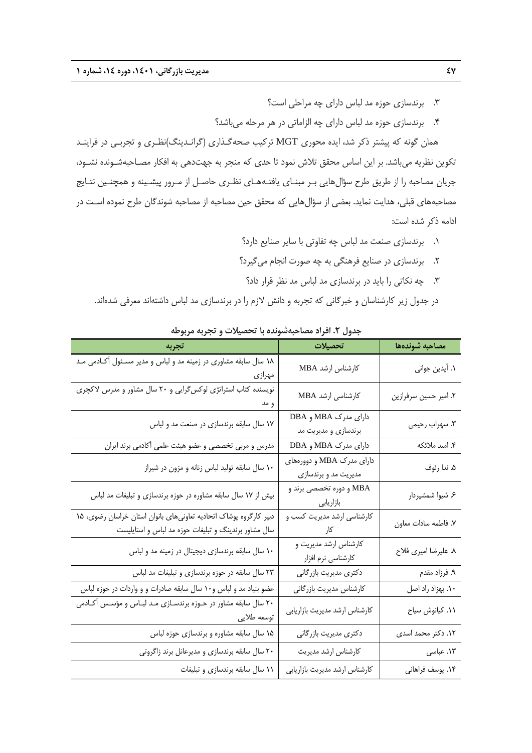۳. برندسازی حوزه مد لباس دارای چه مراحلی است؟

۴. برندسازی حوزه مد لباس دارای چه الزاماتی در هر مرحله می‌باشد؟

همان گونه که پیشتر ذکر شد، ایده محوری MGT ترکیب صحه‌گذاری (گراندینگ)نظری و تجربی در فرایند تکوین نظریه می‌باشد. بر این اساس محقق تلاش نمود تا حدی که منجر به جهت‌دهی به افکار مصاحبه‌شونده نشود، جریان مصاحبه را از طریق طرح سؤال‌هایی بر مبنای یافته‌های نظری حاصل از مرور پیشینه و همچنین نتایج مصاحبه‌های قبلی، هدایت نماید. بعضی از سؤال‌هایی که محقق حین مصاحبه از مصاحبه شوندگان طرح نموده است در ادامه ذکر شده است:

۱. برندسازی صنعت مد لباس چه تفاوتی با سایر صنایع دارد؟

۲. برندسازی در صنایع فرهنگی به چه صورت انجام می‌گیرد؟

۳. چه نکاتی را باید در برندسازی مد لباس مد نظر قرار داد؟

در جدول زیر کارشناسان و خبرگانی که تجربه و دانش لازم را در برندسازی مد لباس داشته‌اند معرفی شده‌اند.

**جدول ۲. افراد مصاحبه‌شونده با تحصیلات و تجربه مربوطه**

| مصاحبه شونده‌ها | تحصیلات | تجربه |
|---|---|---|
| ۱. آیدین جوانی | کارشناس ارشد MBA | ۱۸ سال سابقه مشاوری در زمینه مد و لباس و مدیر مسئول آکادمی مد مهرازی |
| ۲. امیر حسین سرفرازین | کارشناسی ارشد MBA | نویسنده کتاب استراتژی لوکس‌گرایی و ۲۰ سال مشاور و مدرس لاکچری و مد |
| ۳. سهراب رحیمی | دارای مدرک MBA و DBA برندسازی و مدیریت مد | ۱۷ سال سابقه برندسازی در صنعت مد و لباس |
| ۴. امید ملائکه | دارای مدرک MBA و DBA | مدرس و مربی تخصصی و عضو هیئت علمی آکادمی برند ایران |
| ۵. ندا رئوف | دارای مدرک MBA و دوره‌های مدیریت مد و برندسازی | ۱۰ سال سابقه تولید لباس زنانه و مزون در شیراز |
| ۶. شیوا شمشیردار | MBA و دوره تخصصی برند و بازاریابی | بیش از ۱۷ سال سابقه مشاوره در حوزه برندسازی و تبلیغات مد لباس |
| ۷. فاطمه سادات معاون | کارشناسی ارشد مدیریت کسب و کار | دبیر کارگروه پوشاک اتحادیه تعاونی‌های بانوان استان خراسان رضوی، ۱۵ سال مشاور برندینگ و تبلیغات حوزه مد لباس و استایلیست |
| ۸. علیرضا امیری فلاح | کارشناس ارشد مدیریت و کارشناسی نرم افزار | ۱۰ سال سابقه برندسازی دیجیتال در زمینه مد و لباس |
| ۹. فرزاد مقدم | دکتری مدیریت بازرگانی | ۲۳ سال سابقه در حوزه برندسازی و تبلیغات مد لباس |
| ۱۰. بهزاد راد اصل | کارشناس مدیریت بازرگانی | عضو بنیاد مد و لباس و۱۰ سال سابقه صادرات و و واردات در حوزه لباس |
| ۱۱. کیانوش سیاح | کارشناس ارشد مدیریت بازاریابی | ۲۰ سال سابقه مشاور در حوزه برندسازی مد لباس و مؤسس آکادمی توسعه طلایی |
| ۱۲. دکتر محمد اسدی | دکتری مدیریت بازرگانی | ۱۵ سال سابقه مشاوره و برندسازی حوزه لباس |
| ۱۳. عباسی | کارشناس ارشد مدیریت | ۲۰ سال سابقه برندسازی و مدیرعانل برند زاگروتی |
| ۱۴. یوسف فراهانی | کارشناس ارشد مدیریت بازاریابی | ۱۱ سال سابقه برندسازی و تبلیغات |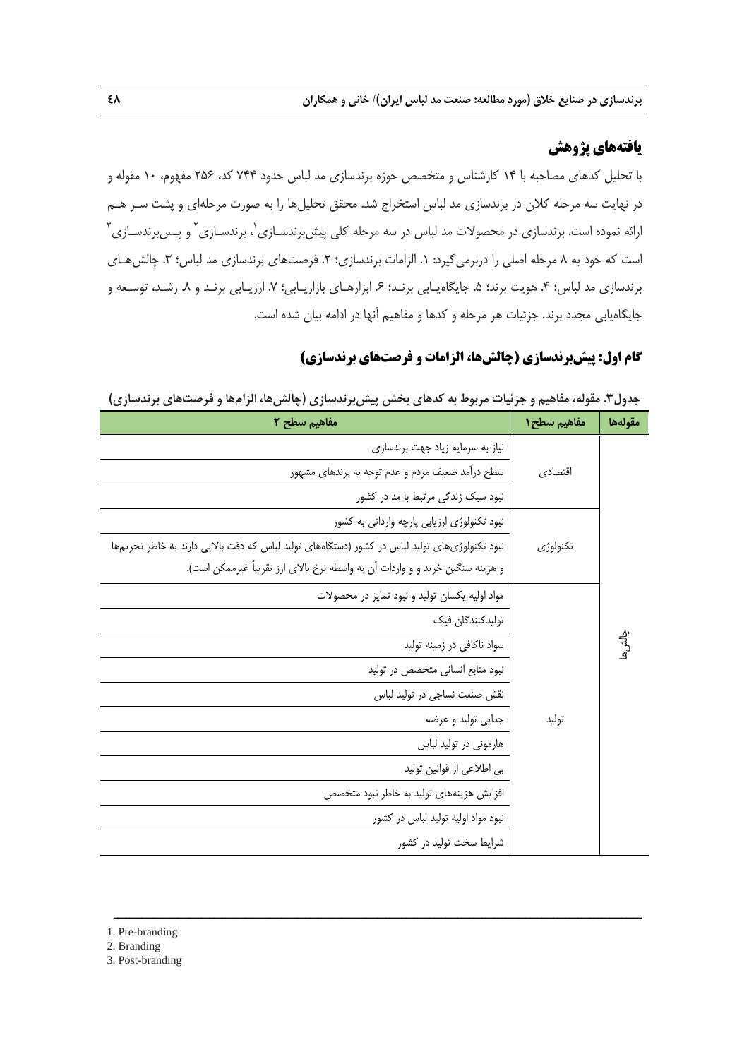## یافته‌های پژوهش

با تحلیل کدهای مصاحبه با ۱۴ کارشناس و متخصص حوزه برندسازی مد لباس حدود ۷۴۴ کد، ۲۵۶ مفهوم، ۱۰ مقوله و در نهایت سه مرحله کلان در برندسازی مد لباس استخراج شد. محقق تحلیل‌ها را به صورت مرحله‌ای و پشت سر هم ارائه نموده است. برندسازی در محصولات مد لباس در سه مرحله کلی پیش‌برندسازی[1]، برندسازی[2] و پس‌برندسازی[3] است که خود به ۸ مرحله اصلی را دربرمی‌گیرد: ۱. الزامات برندسازی؛ ۲. فرصت‌های برندسازی مد لباس؛ ۳. چالش‌های برندسازی مد لباس؛ ۴. هویت برند؛ ۵. جایگاه‌یابی برند؛ ۶. ابزارهای بازاریابی؛ ۷. ارزیابی برند و ۸. رشد، توسعه و جایگاه‌یابی مجدد برند. جزئیات هر مرحله و کدها و مفاهیم آنها در ادامه بیان شده است.

## گام اول: پیش‌برندسازی (چالش‌ها، الزامات و فرصت‌های برندسازی)

جدول۳. مقوله، مفاهیم و جزئیات مربوط به کدهای بخش پیش‌برندسازی (چالش‌ها، الزام‌ها و فرصت‌های برندسازی)

| مقوله‌ها | مفاهیم سطح ۱ | مفاهیم سطح ۲ |
|---|---|---|
| چالش‌ها | اقتصادی | نیاز به سرمایه زیاد جهت برندسازی |
| | | سطح درآمد ضعیف مردم و عدم توجه به برندهای مشهور |
| | | نبود سبک زندگی مرتبط با مد در کشور |
| | تکنولوژی | نبود تکنولوژی ارزیابی پارچه وارداتی به کشور |
| | | نبود تکنولوژی‌های تولید لباس در کشور (دستگاه‌های تولید لباس که دقت بالایی دارند به خاطر تحریم‌ها و هزینه سنگین خرید و و واردات آن به واسطه نرخ بالای ارز تقریباً غیرممکن است). |
| | تولید | مواد اولیه یکسان تولید و نبود تمایز در محصولات |
| | | تولیدکنندگان فیک |
| | | سواد ناکافی در زمینه تولید |
| | | نبود منابع انسانی متخصص در تولید |
| | | نقش صنعت نساجی در تولید لباس |
| | | جدایی تولید و عرضه |
| | | هارمونی در تولید لباس |
| | | بی اطلاعی از قوانین تولید |
| | | افزایش هزینه‌های تولید به خاطر نبود متخصص |
| | | نبود مواد اولیه تولید لباس در کشور |
| | | شرایط سخت تولید در کشور |

---

1. Pre-branding
2. Branding
3. Post-branding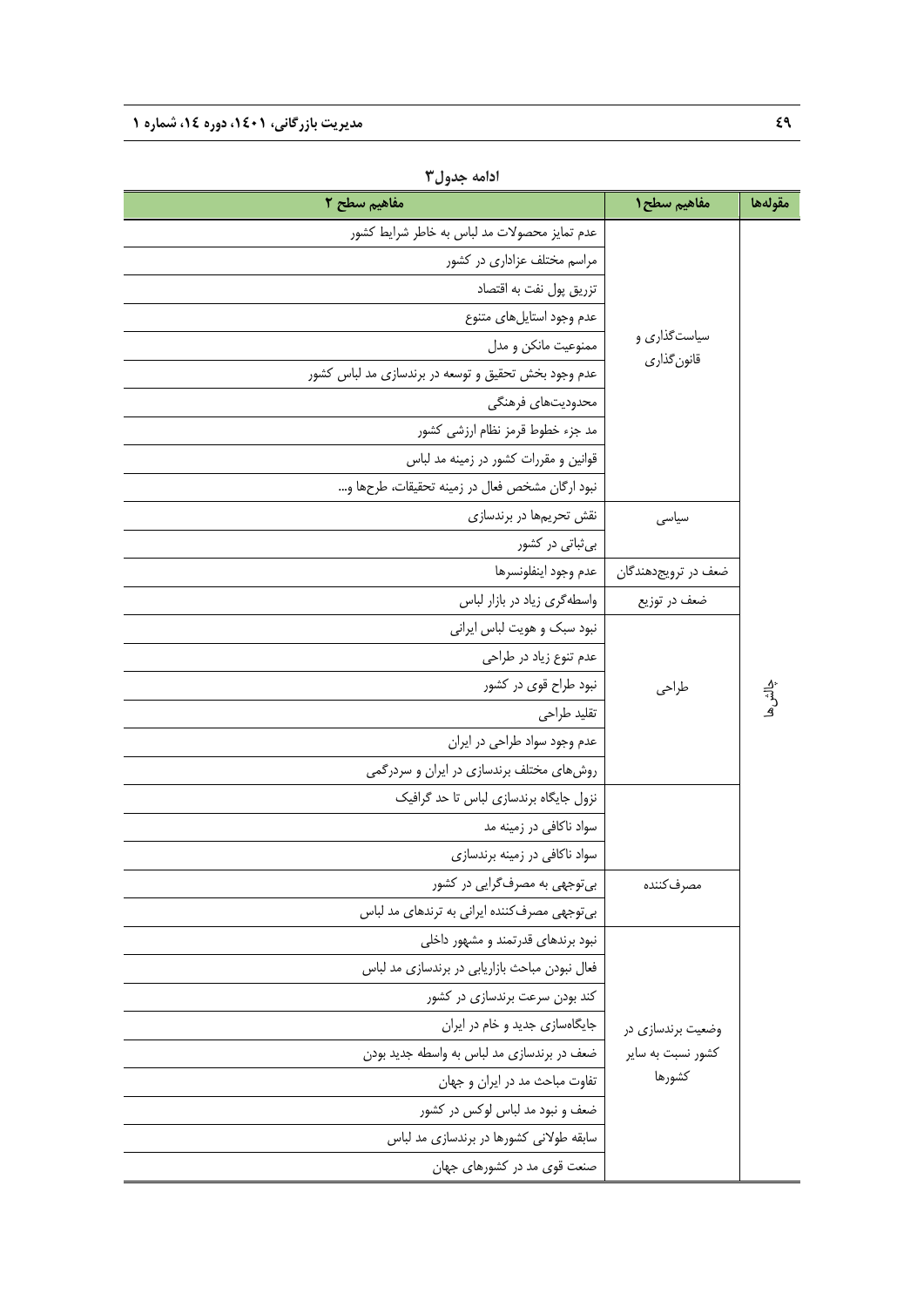**ادامه جدول۳**

| مقوله‌ها | مفاهیم سطح۱ | مفاهیم سطح ۲ |
|---|---|---|
| چالش‌ها | سیاست‌گذاری و قانون‌گذاری | عدم تمایز محصولات مد لباس به خاطر شرایط کشور |
| | | مراسم مختلف عزاداری در کشور |
| | | تزریق پول نفت به اقتصاد |
| | | عدم وجود استایل‌های متنوع |
| | | ممنوعیت مانکن و مدل |
| | | عدم وجود بخش تحقیق و توسعه در برندسازی مد لباس کشور |
| | | محدودیت‌های فرهنگی |
| | | مد جزء خطوط قرمز نظام ارزشی کشور |
| | | قوانین و مقررات کشور در زمینه مد لباس |
| | | نبود ارگان مشخص فعال در زمینه تحقیقات، طرح‌ها و... |
| | سیاسی | نقش تحریم‌ها در برندسازی |
| | | بی‌ثباتی در کشور |
| | ضعف در ترویج‌دهندگان | عدم وجود اینفلونسرها |
| | ضعف در توزیع | واسطه‌گری زیاد در بازار لباس |
| | طراحی | نبود سبک و هویت لباس ایرانی |
| | | عدم تنوع زیاد در طراحی |
| | | نبود طراح قوی در کشور |
| | | تقلید طراحی |
| | | عدم وجود سواد طراحی در ایران |
| | مصرف‌کننده | روش‌های مختلف برندسازی در ایران و سردرگمی |
| | | نزول جایگاه برندسازی لباس تا حد گرافیک |
| | | سواد ناکافی در زمینه مد |
| | | سواد ناکافی در زمینه برندسازی |
| | | بی‌توجهی به مصرف‌گرایی در کشور |
| | | بی‌توجهی مصرف‌کننده ایرانی به ترندهای مد لباس |
| | وضعیت برندسازی در کشور نسبت به سایر کشورها | نبود برندهای قدرتمند و مشهور داخلی |
| | | فعال نبودن مباحث بازاریابی در برندسازی مد لباس |
| | | کند بودن سرعت برندسازی در کشور |
| | | جایگاه‌سازی جدید و خام در ایران |
| | | ضعف در برندسازی مد لباس به واسطه جدید بودن |
| | | تفاوت مباحث مد در ایران و جهان |
| | | ضعف و نبود مد لباس لوکس در کشور |
| | | سابقه طولانی کشورها در برندسازی مد لباس |
| | | صنعت قوی مد در کشورهای جهان |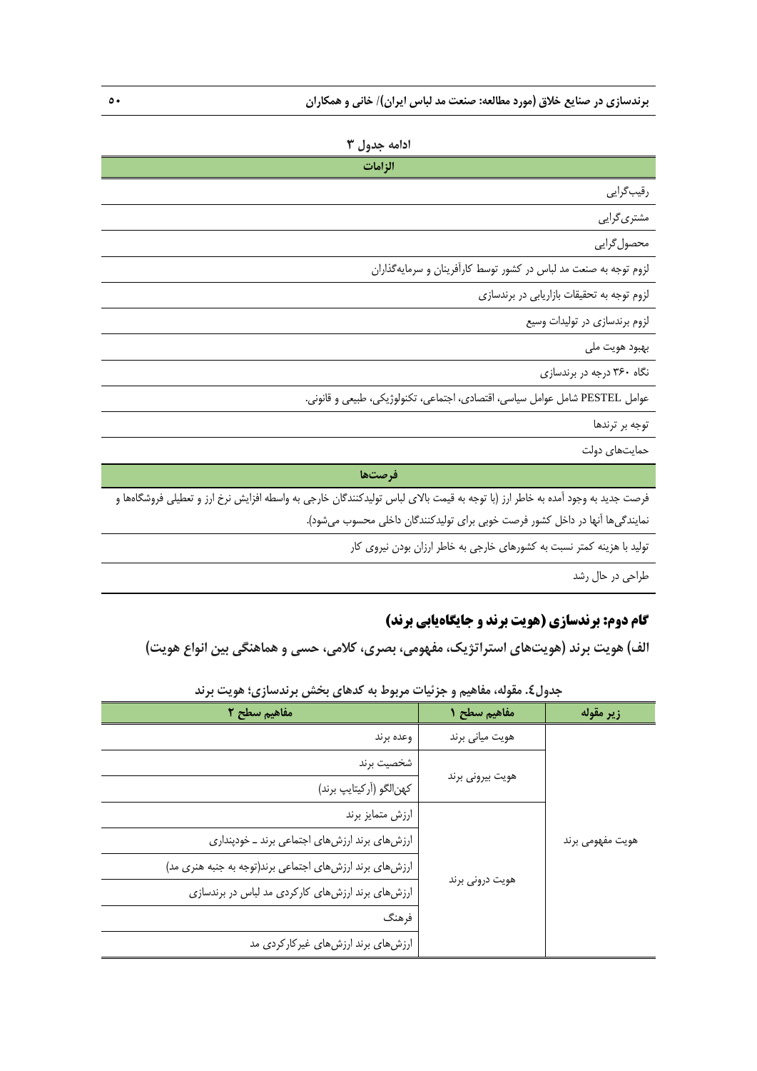ادامه جدول ۳

| الزامات |
| --- |
| رقیب‌گرایی |
| مشتری‌گرایی |
| محصول‌گرایی |
| لزوم توجه به صنعت مد لباس در کشور توسط کارآفرینان و سرمایه‌گذاران |
| لزوم توجه به تحقیقات بازاریابی در برندسازی |
| لزوم برندسازی در تولیدات وسیع |
| بهبود هویت ملی |
| نگاه ۳۶۰ درجه در برندسازی |
| عوامل PESTEL شامل عوامل سیاسی، اقتصادی، اجتماعی، تکنولوژیکی، طبیعی و قانونی. |
| توجه بر ترندها |
| حمایت‌های دولت |
| **فرصت‌ها** |
| فرصت جدید به وجود آمده به خاطر ارز (با توجه به قیمت بالای لباس تولیدکنندگان خارجی به واسطه افزایش نرخ ارز و تعطیلی فروشگاه‌ها و نمایندگی‌ها آنها در داخل کشور فرصت خوبی برای تولیدکنندگان داخلی محسوب می‌شود). |
| تولید با هزینه کمتر نسبت به کشورهای خارجی به خاطر ارزان بودن نیروی کار |
| طراحی در حال رشد |

## گام دوم: برندسازی (هویت برند و جایگاه‌یابی برند)

### الف) هویت برند (هویت‌های استراتژیک، مفهومی، بصری، کلامی، حسی و هماهنگی بین انواع هویت)

جدول٤. مقوله، مفاهیم و جزئیات مربوط به کدهای بخش برندسازی؛ هویت برند

| زیر مقوله | مفاهیم سطح ۱ | مفاهیم سطح ۲ |
| --- | --- | --- |
| هویت مفهومی برند | هویت میانی برند | وعده برند |
| | هویت بیرونی برند | شخصیت برند |
| | | کهن‌الگو (آرکیتایپ برند) |
| | هویت درونی برند | ارزش متمایز برند |
| | | ارزش‌های برند ارزش‌های اجتماعی برند ـ خودپنداری |
| | | ارزش‌های برند ارزش‌های اجتماعی برند(توجه به جنبه هنری مد) |
| | | ارزش‌های برند ارزش‌های کارکردی مد لباس در برندسازی |
| | | فرهنگ |
| | | ارزش‌های برند ارزش‌های غیرکارکردی مد |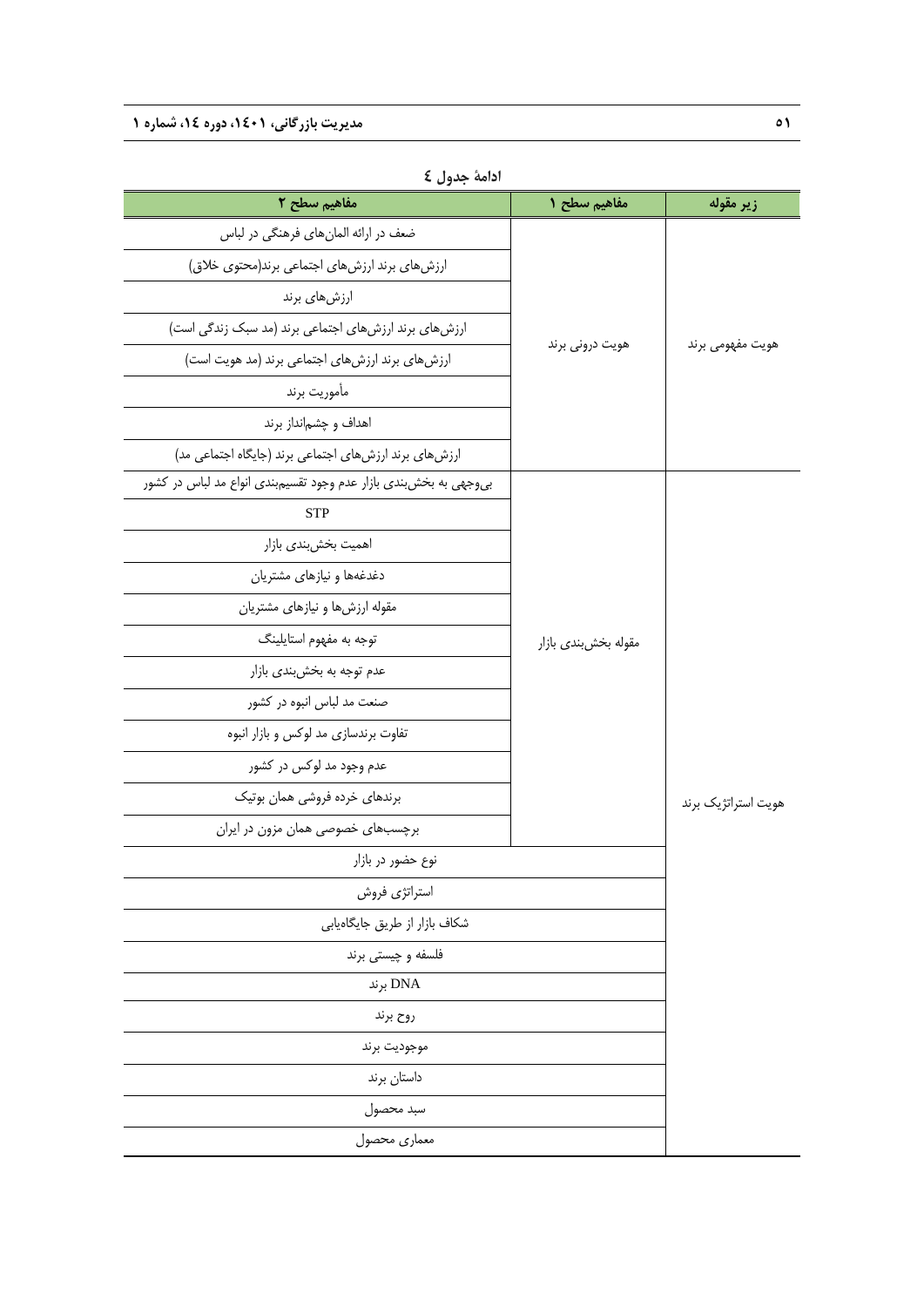ادامهٔ جدول ٤

| زیر مقوله | مفاهیم سطح ۱ | مفاهیم سطح ۲ |
|---|---|---|
| هویت مفهومی برند | هویت درونی برند | ضعف در ارائه المان‌های فرهنگی در لباس |
| | | ارزش‌های برند ارزش‌های اجتماعی برند(محتوی خلاق) |
| | | ارزش‌های برند |
| | | ارزش‌های برند ارزش‌های اجتماعی برند (مد سبک زندگی است) |
| | | ارزش‌های برند ارزش‌های اجتماعی برند (مد هویت است) |
| | | مأموریت برند |
| | | اهداف و چشم‌انداز برند |
| | | ارزش‌های برند ارزش‌های اجتماعی برند (جایگاه اجتماعی مد) |
| هویت استراتژیک برند | مقوله بخش‌بندی بازار | بی‌وجهی به بخش‌بندی بازار عدم وجود تقسیم‌بندی انواع مد لباس در کشور |
| | | STP |
| | | اهمیت بخش‌بندی بازار |
| | | دغدغه‌ها و نیازهای مشتریان |
| | | مقوله ارزش‌ها و نیازهای مشتریان |
| | | توجه به مفهوم استایلینگ |
| | | عدم توجه به بخش‌بندی بازار |
| | | صنعت مد لباس انبوه در کشور |
| | | تفاوت برندسازی مد لوکس و بازار انبوه |
| | | عدم وجود مد لوکس در کشور |
| | | برندهای خرده فروشی همان بوتیک |
| | | برچسب‌های خصوصی همان مزون در ایران |
| | نوع حضور در بازار | |
| | استراتژی فروش | |
| | شکاف بازار از طریق جایگاه‌یابی | |
| | فلسفه و چیستی برند | |
| | DNA برند | |
| | روح برند | |
| | موجودیت برند | |
| | داستان برند | |
| | سبد محصول | |
| | معماری محصول | |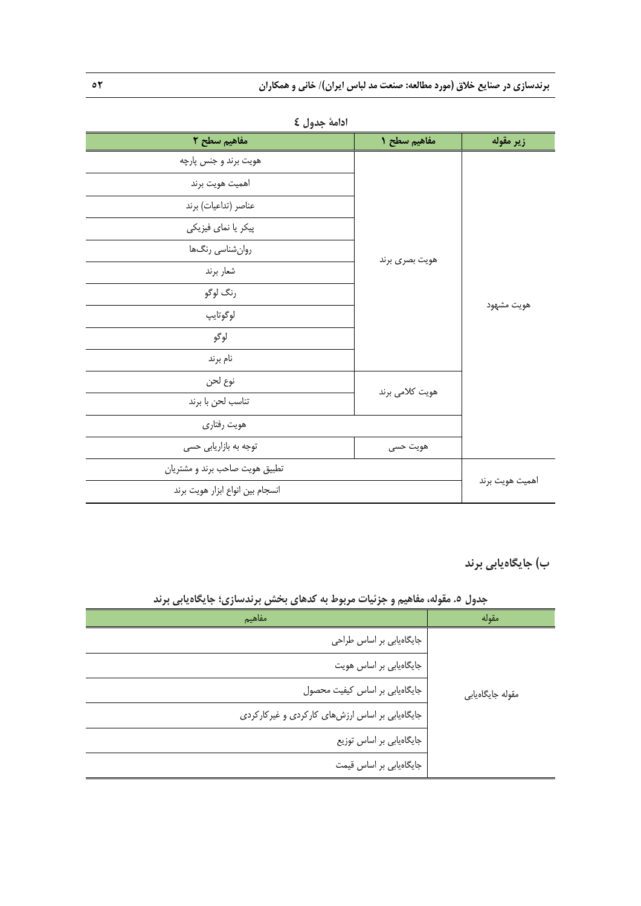ادامهٔ جدول ٤

| زیر مقوله | مفاهیم سطح ١ | مفاهیم سطح ٢ |
|---|---|---|
| هویت مشهود | هویت بصری برند | هویت برند و جنس پارچه |
| | | اهمیت هویت برند |
| | | عناصر (تداعیات) برند |
| | | پیکر یا نمای فیزیکی |
| | | روان‌شناسی رنگ‌ها |
| | | شعار برند |
| | | رنگ لوگو |
| | | لوگوتایپ |
| | | لوگو |
| | | نام برند |
| | هویت کلامی برند | نوع لحن |
| | | تناسب لحن با برند |
| | هویت رفتاری | |
| | هویت حسی | توجه به بازاریابی حسی |
| اهمیت هویت برند | تطبیق هویت صاحب برند و مشتریان | |
| | انسجام بین انواع ابزار هویت برند | |

## ب) جایگاه‌یابی برند

**جدول ۵. مقوله، مفاهیم و جزئیات مربوط به کدهای بخش برندسازی؛ جایگاه‌یابی برند**

| مقوله | مفاهیم |
|---|---|
| مقوله جایگاه‌یابی | جایگاه‌یابی بر اساس طراحی |
| | جایگاه‌یابی بر اساس هویت |
| | جایگاه‌یابی بر اساس کیفیت محصول |
| | جایگاه‌یابی بر اساس ارزش‌های کارکردی و غیرکارکردی |
| | جایگاه‌یابی بر اساس توزیع |
| | جایگاه‌یابی بر اساس قیمت |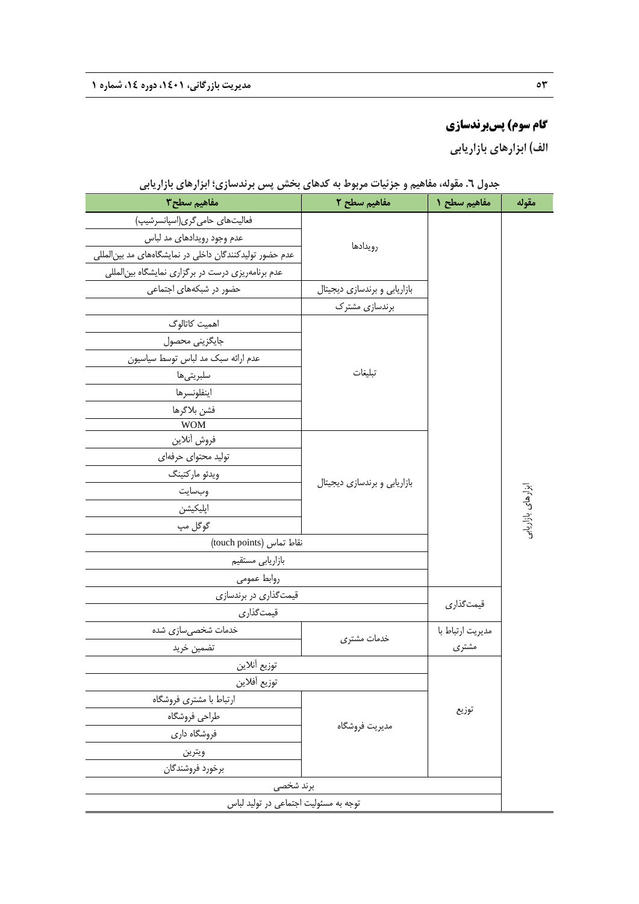## گام سوم) پس‌برندسازی

### الف) ابزارهای بازاریابی

**جدول ٦. مقوله، مفاهیم و جزئیات مربوط به کدهای بخش پس برندسازی؛ ابزارهای بازاریابی**

| مقوله | مفاهیم سطح ۱ | مفاهیم سطح ۲ | مفاهیم سطح۳ |
|---|---|---|---|
| ابزارهای بازاریابی | | رویدادها | فعالیت‌های حامی‌گری(اسپانسرشیپ) |
| | | | عدم وجود رویدادهای مد لباس |
| | | | عدم حضور تولیدکنندگان داخلی در نمایشگاه‌های مد بین‌المللی |
| | | | عدم برنامه‌ریزی درست در برگزاری نمایشگاه بین‌المللی |
| | | بازاریابی و برندسازی دیجیتال | حضور در شبکه‌های اجتماعی |
| | | برندسازی مشترک | |
| | | تبلیغات | اهمیت کاتالوگ |
| | | | جایگزینی محصول |
| | | | عدم ارائه سبک مد لباس توسط سیاسیون |
| | | | سلبریتی‌ها |
| | | | اینفلونسرها |
| | | | فشن بلاگرها |
| | | | WOM |
| | | بازاریابی و برندسازی دیجیتال | فروش آنلاین |
| | | | تولید محتوای حرفه‌ای |
| | | | ویدئو مارکتینگ |
| | | | وب‌سایت |
| | | | اپلیکیشن |
| | | | گوگل مپ |
| | | نقاط تماس (touch points) | |
| | | بازاریابی مستقیم | |
| | | روابط عمومی | |
| | قیمت‌گذاری | قیمت‌گذاری در برندسازی | |
| | | قیمت‌گذاری | |
| | مدیریت ارتباط با مشتری | خدمات مشتری | خدمات شخصی‌سازی شده |
| | | | تضمین خرید |
| | توزیع | توزیع آنلاین | |
| | | توزیع آفلاین | |
| | | مدیریت فروشگاه | ارتباط با مشتری فروشگاه |
| | | | طراحی فروشگاه |
| | | | فروشگاه داری |
| | | | ویترین |
| | | | برخورد فروشندگان |
| | برند شخصی | | |
| | توجه به مسئولیت اجتماعی در تولید لباس | | |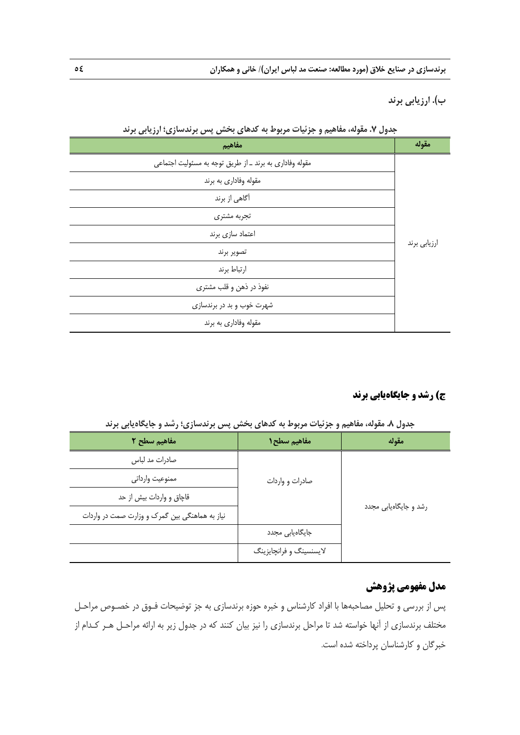### ب). ارزیابی برند

**جدول ۷. مقوله، مفاهیم و جزئیات مربوط به کدهای بخش پس برندسازی؛ ارزیابی برند**

| مقوله | مفاهیم |
|---|---|
| ارزیابی برند | مقوله وفاداری به برند ـ از طریق توجه به مسئولیت اجتماعی |
| | مقوله وفاداری به برند |
| | آگاهی از برند |
| | تجربه مشتری |
| | اعتماد سازی برند |
| | تصویر برند |
| | ارتباط برند |
| | نفوذ در ذهن و قلب مشتری |
| | شهرت خوب و بد در برندسازی |
| | مقوله وفاداری به برند |

### ج) رشد و جایگاه‌یابی برند

**جدول ۸. مقوله، مفاهیم و جزئیات مربوط به کدهای بخش پس برندسازی؛ رشد و جایگاه‌یابی برند**

| مقوله | مفاهیم سطح۱ | مفاهیم سطح ۲ |
|---|---|---|
| رشد و جایگاه‌یابی مجدد | صادرات و واردات | صادرات مد لباس |
| | | ممنوعیت وارداتی |
| | | قاچاق و واردات بیش از حد |
| | | نیاز به هماهنگی بین گمرک و وزارت صمت در واردات |
| | جایگاه‌یابی مجدد | |
| | لایسنسینگ و فرانچایزینگ | |

## مدل مفهومی پژوهش

پس از بررسی و تحلیل مصاحبه‌ها با افراد کارشناس و خبره حوزه برندسازی به جز توضیحات فوق در خصوص مراحل مختلف برندسازی از آنها خواسته شد تا مراحل برندسازی را نیز بیان کنند که در جدول زیر به ارائه مراحل هر کدام از خبرگان و کارشناسان پرداخته شده است.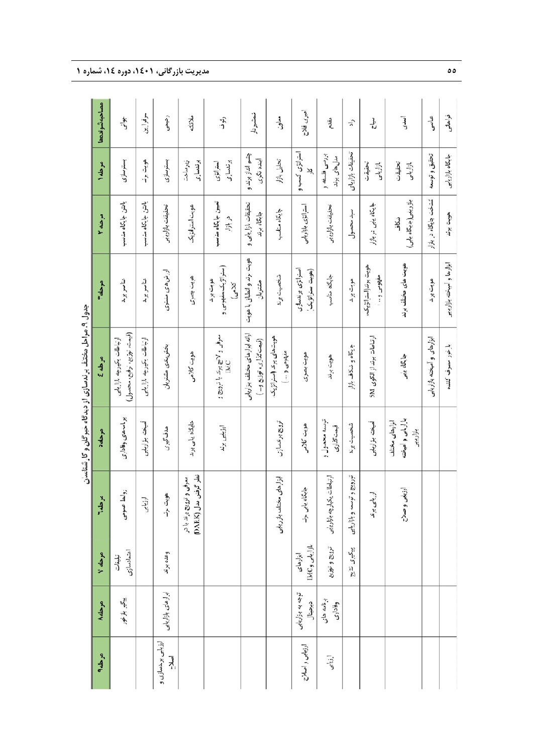جدول ۹. مراحل مختلف برندسازی از دیدگاه خبرگان و کارشناسان

| مصاحبه‌شوندگان | مرحله ۱ | مرحله ۲ | مرحله ۳ | مرحله ۴ | مرحله ۵ | مرحله ۶ | مرحله ۷ | مرحله ۸ | مرحله ۹ |
|---|---|---|---|---|---|---|---|---|---|
| جوانی | بسترسازی | یافتن جایگاه مناسب | عناصر برند | ارتباطات یکپارچه بازاریابی (ایمیج، توزیع، ترفیع، محصول) | برنامه‌ی وفاداری | روابط عمومی | تبلیغات اعتمادسازی | پیگیر بازخور | |
| سرافرازی | هویت برند | یافتن جایگاه مناسب | عناصر برند | ارتباطات یکپارچه بازاریابی | آمیخته بازاریابی | ارزیابی | وعده برند | | |
| رحیمی | بسترسازی | تحقیقات بازاریابی | ارزش‌های معنوی | بخش‌بندی مشتریان | هدف‌گیری | هویت برند | | ابزارهای بازاریابی | ارزیابی برندسازی و اصلاح |
| ملائکه | زیرساخت برندسازی | هویت استراتژیک | هویت بصری | هویت کلامی | جایگاه یابی برند | معرفی و ترویج برند با در نظر گرفتن مدل (DAEK) | | | |
| رئوف | استراتژی برندسازی | تعیین جایگاه مناسب در بازار | هویت برند (استراتژیک، مفهومی و کلامی) | معرفی و لانچ برند با ترویج؛ IMC | ارزیابی برند | | | | |
| تحصیلدار | چشم انداز برند و آینده نگری | تحقیقات بازاریابی و جایگاه برند | هویت برند و انطباق با هویت مشتریان | ارائه ابزارهای مختلف بازاریابی (قیمت‌گذاری، توزیع و...) | | | | | |
| معاون | تحلیل بازار | جایگاه مناسب | شخصیت برند | هویت‌های برند (استراتژیک، مفهومی و ...) | ترویج برندسازی | ابزارهای مختلف بازاریابی | | | |
| امیری فلاح | استراتژی کسب و کار | استراتژی بازاریابی | استراتژی برندسازی (هویت استراتژیک) | هویت بصری | هویت کلامی | جایگاه یابی برند | ابزارهای بازاریابی و IMC | توجه به بازاریابی دیجیتال | ارزیابی و اصلاح |
| مقدم | بررسی فلسفه و مدل‌های برند | تحقیقات بازاریابی | جایگاه مناسب | هویت برند | توسعه محصول؛ قیمت‌گذاری | ارتباطات یکپارچه بازاریابی | ترویج و توزیع | برنامه های وفاداری | ارزیابی |
| راد | تحقیقات بازاریابی | سبد محصول | هویت برند | جایگاه و شکاف بازار | شخصیت برند | ترویج و توسعه و بازاریابی | پیگیری نتایج | | |
| سیاح | تحقیقات بازاریابی | جایگاه یابی در بازار | هویت برند (استراتژیک، مفهومی و...) | ارتباطات برند از الگوی SM | آمیخته بازاریابی | ارزیابی برند | | | |
| اسدی | تحقیقات بازاریابی | شکاف یابی (جایگاه یابی) | هویت های مختلف برند | جایگاه یابی | ابزارهای مختلف بازاریابی و آمیخته بازاریابی | ارزیابی و اصلاح | | | |
| عباسی | تحقیق و توسعه | شناخت جایگاه در بازار | هویت برند | ابزارهای و آمیخته بازاریابی | | | | | |
| فراهانی | جایگاه بازاریابی | هویت برند | ابزارها و آمیخته بازاریابی | با خبر مصرف کننده | | | | | |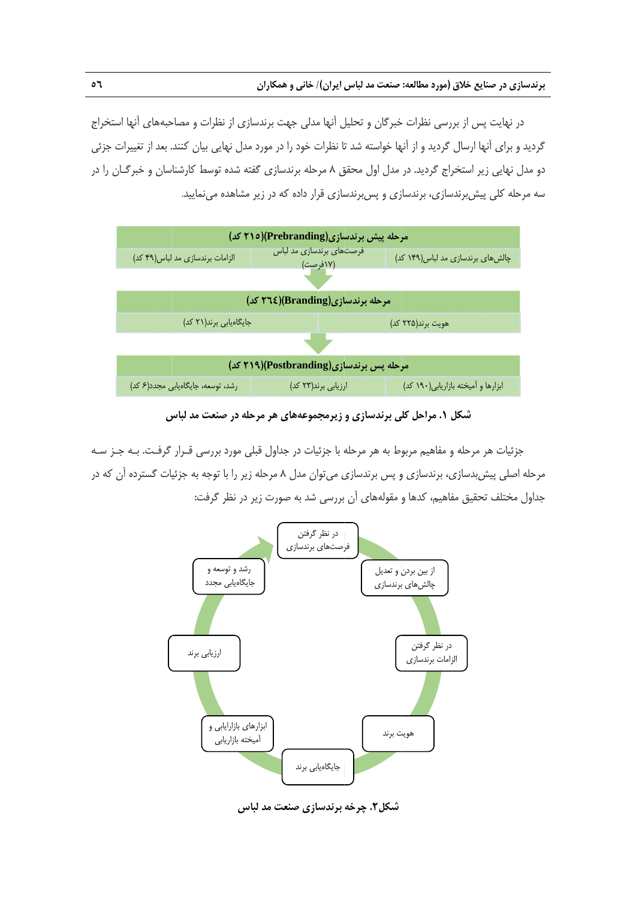در نهایت پس از بررسی نظرات خبرگان و تحلیل آنها مدلی جهت برندسازی از نظرات و مصاحبه‌های آنها استخراج گردید و برای آنها ارسال گردید و از آنها خواسته شد تا نظرات خود را در مورد مدل نهایی بیان کنند. بعد از تغییرات جزئی دو مدل نهایی زیر استخراج گردید. در مدل اول محقق ۸ مرحله برندسازی گفته شده توسط کارشناسان و خبرگـان را در سه مرحله کلی پیش‌برندسازی، برندسازی و پس‌برندسازی قرار داده که در زیر مشاهده می‌نمایید.

| مرحله پیش برندسازی(Prebranding)(۲۱۵ کد) | | |
|---|---|---|
| چالش‌های برندسازی مد لباس(۱۴۹ کد) | فرصت‌های برندسازی مد لباس (۱۷فرصت) | الزامات برندسازی مد لباس(۴۹ کد) |

| مرحله برندسازی(Branding)(۲٦٤ کد) | |
|---|---|
| هویت برند(۲۲۵ کد) | جایگاه‌یابی برند(۲۱ کد) |

| مرحله پس برندسازی(Postbranding)(۲۱۹ کد) | | |
|---|---|---|
| ابزارها و آمیخته بازاریابی(۱۹۰ کد) | ارزیابی برند(۲۳ کد) | رشد، توسعه، جایگاه‌یابی مجدد(۶ کد) |

**شکل ۱. مراحل کلی برندسازی و زیرمجموعه‌های هر مرحله در صنعت مد لباس**

جزئیات هر مرحله و مفاهیم مربوط به هر مرحله با جزئیات در جداول قبلی مورد بررسی قـرار گرفـت. بـه جـز سـه مرحله اصلی پیش‌بدسازی، برندسازی و پس برندسازی می‌توان مدل ۸ مرحله زیر را با توجه به جزئیات گسترده آن که در جداول مختلف تحقیق مفاهیم، کدها و مقوله‌های آن بررسی شد به صورت زیر در نظر گرفت:

در نظر گرفتن فرصت‌های برندسازی ← از بین بردن و تعدیل چالش‌های برندسازی ← در نظر گرفتن الزامات برندسازی ← هویت برند ← جایگاه‌یابی برند ← ابزارهای بازاریابی و آمیخته بازاریابی ← ارزیابی برند ← رشد و توسعه و جایگاه‌یابی مجدد ← در نظر گرفتن فرصت‌های برندسازی

**شکل۲. چرخه برندسازی صنعت مد لباس**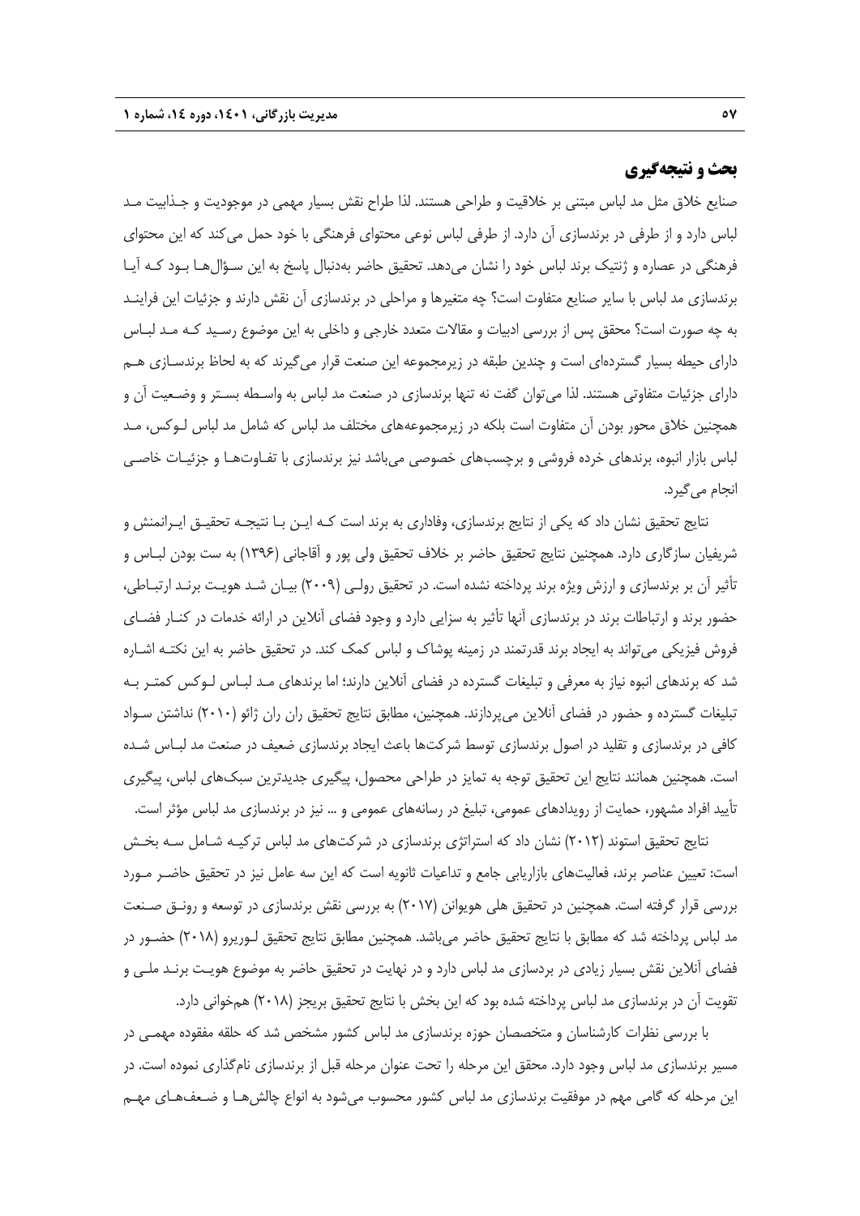## بحث و نتیجه‌گیری

صنایع خلاق مثل مد لباس مبتنی بر خلاقیت و طراحی هستند. لذا طراح نقش بسیار مهمی در موجودیت و جذابیت مد لباس دارد و از طرفی در برندسازی آن دارد. از طرفی لباس نوعی محتوای فرهنگی با خود حمل می‌کند که این محتوای فرهنگی در عصاره و ژنتیک برند لباس خود را نشان می‌دهد. تحقیق حاضر به‌دنبال پاسخ به این سؤال‌ها بود که آیا برندسازی مد لباس با سایر صنایع متفاوت است؟ چه متغیرها و مراحلی در برندسازی آن نقش دارند و جزئیات این فرایند به چه صورت است؟ محقق پس از بررسی ادبیات و مقالات متعدد خارجی و داخلی به این موضوع رسید که مد لباس دارای حیطه بسیار گسترده‌ای است و چندین طبقه در زیرمجموعه این صنعت قرار می‌گیرند که به لحاظ برندسازی هم دارای جزئیات متفاوتی هستند. لذا می‌توان گفت نه تنها برندسازی در صنعت مد لباس به واسطه بستر و وضعیت آن و همچنین خلاق محور بودن آن متفاوت است بلکه در زیرمجموعه‌های مختلف مد لباس که شامل مد لباس لوکس، مد لباس بازار انبوه، برندهای خرده فروشی و برچسب‌های خصوصی می‌باشد نیز برندسازی با تفاوت‌ها و جزئیات خاصی انجام می‌گیرد.

نتایج تحقیق نشان داد که یکی از نتایج برندسازی، وفاداری به برند است که این با نتیجه تحقیق ایرانمنش و شریفیان سازگاری دارد. همچنین نتایج تحقیق حاضر بر خلاف تحقیق ولی پور و آقاجانی (۱۳۹۶) به ست بودن لباس و تأثیر آن بر برندسازی و ارزش ویژه برند پرداخته نشده است. در تحقیق رولی (۲۰۰۹) بیان شد هویت برند ارتباطی، حضور برند و ارتباطات برند در برندسازی آنها تأثیر به سزایی دارد و وجود فضای آنلاین در ارائه خدمات در کنار فضای فروش فیزیکی می‌تواند به ایجاد برند قدرتمند در زمینه پوشاک و لباس کمک کند. در تحقیق حاضر به این نکته اشاره شد که برندهای انبوه نیاز به معرفی و تبلیغات گسترده در فضای آنلاین دارند؛ اما برندهای مد لباس لوکس کمتر به تبلیغات گسترده و حضور در فضای آنلاین می‌پردازند. همچنین، مطابق نتایج تحقیق ران ران ژائو (۲۰۱۰) نداشتن سواد کافی در برندسازی و تقلید در اصول برندسازی توسط شرکت‌ها باعث ایجاد برندسازی ضعیف در صنعت مد لباس شده است. همچنین همانند نتایج این تحقیق توجه به تمایز در طراحی محصول، پیگیری جدیدترین سبک‌های لباس، پیگیری تأیید افراد مشهور، حمایت از رویدادهای عمومی، تبلیغ در رسانه‌های عمومی و ... نیز در برندسازی مد لباس مؤثر است.

نتایج تحقیق استوند (۲۰۱۲) نشان داد که استراتژی برندسازی در شرکت‌های مد لباس ترکیه شامل سه بخش است: تعیین عناصر برند، فعالیت‌های بازاریابی جامع و تداعیات ثانویه است که این سه عامل نیز در تحقیق حاضر مورد بررسی قرار گرفته است. همچنین در تحقیق هلی هویوانن (۲۰۱۷) به بررسی نقش برندسازی در توسعه و رونق صنعت مد لباس پرداخته شد که مطابق با نتایج تحقیق حاضر می‌باشد. همچنین مطابق نتایج تحقیق لوریرو (۲۰۱۸) حضور در فضای آنلاین نقش بسیار زیادی در بردسازی مد لباس دارد و در نهایت در تحقیق حاضر به موضوع هویت برند ملی و تقویت آن در برندسازی مد لباس پرداخته شده بود که این بخش با نتایج تحقیق بریجز (۲۰۱۸) هم‌خوانی دارد.

با بررسی نظرات کارشناسان و متخصصان حوزه برندسازی مد لباس کشور مشخص شد که حلقه مفقوده مهمی در مسیر برندسازی مد لباس وجود دارد. محقق این مرحله را تحت عنوان مرحله قبل از برندسازی نام‌گذاری نموده است. در این مرحله که گامی مهم در موفقیت برندسازی مد لباس کشور محسوب می‌شود به انواع چالش‌ها و ضعف‌های مهم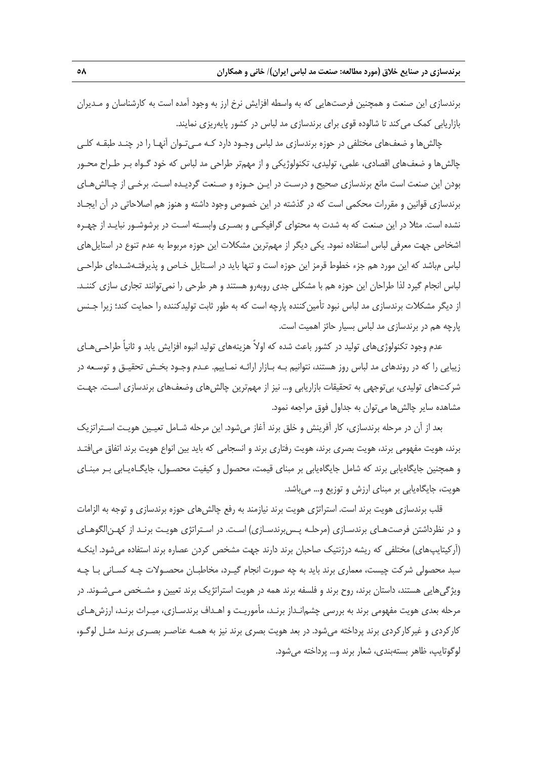برندسازی این صنعت و همچنین فرصت‌هایی که به واسطه افزایش نرخ ارز به وجود آمده است به کارشناسان و مـدیران بازاریابی کمک می‌کند تا شالوده قوی برای برندسازی مد لباس در کشور پایه‌ریزی نمایند.

چالش‌ها و ضعف‌های مختلفی در حوزه برندسازی مد لباس وجـود دارد کـه مـی‌تـوان آنهـا را در چنـد طبقـه کلـی چالش‌ها و ضعف‌های اقتصادی، علمی، تولیدی، تکنولوژیکی و از مهم‌تر طراحی مد لباس که خود گـواه بـر طـراح محـور بودن این صنعت است مانع برندسازی صحیح و درسـت در ایـن حـوزه و صـنعت گردیـده اسـت. برخـی از چـالش‌هـای برندسازی قوانین و مقررات محکمی است که در گذشته در این خصوص وجود داشته و هنوز هم اصلاحاتی در آن ایجـاد نشده است. مثلا در این صنعت که به شدت به محتوای گرافیکـی و بصـری وابسـته اسـت در برشوشـور نبایـد از چهـره اشخاص جهت معرفی لباس استفاده نمود. یکی دیگر از مهم‌ترین مشکلات این حوزه مربوط به عدم تنوع در استایل‌های لباس مباشد که این مورد هم جزء خطوط قرمز این حوزه است و تنها باید در اسـتایل خـاص و پذیرفتـه‌شـده‌ای طراحـی لباس انجام گیرد لذا طراحان این حوزه هم با مشکلی جدی روبه‌رو هستند و هر طرحی را نمی‌توانند تجاری سازی کننـد. از دیگر مشکلات برندسازی مد لباس نبود تأمین‌کننده پارچه است که به طور ثابت تولیدکننده را حمایت کند؛ زیرا جـنس پارچه هم در برندسازی مد لباس بسیار حائز اهمیت است.

عدم وجود تکنولوژی‌های تولید در کشور باعث شده که اولاً هزینه‌های تولید انبوه افزایش یابد و ثانیاً طراحـی‌هـای زیبایی را که در روندهای مد لباس روز هستند، نتوانیم بـه بـازار ارائـه نمـاییم. عـدم وجـود بخـش تحقیـق و توسـعه در شرکت‌های تولیدی، بی‌توجهی به تحقیقات بازاریابی و... نیز از مهم‌ترین چالش‌های وضعف‌های برندسازی اسـت. جهـت مشاهده سایر چالش‌ها می‌توان به جداول فوق مراجعه نمود.

بعد از آن در مرحله برندسازی، کار آفرینش و خلق برند آغاز می‌شود. این مرحله شـامل تعیـین هویـت اسـتراتژیک برند، هویت مفهومی برند، هویت بصری برند، هویت رفتاری برند و انسجامی که باید بین انواع هویت برند اتفاق می‌افتـد و همچنین جایگاه‌یابی برند که شامل جایگاه‌یابی بر مبنای قیمت، محصول و کیفیت محصـول، جایگـاه‌یـابی بـر مبنـای هویت، جایگاه‌یابی بر مبنای ارزش و توزیع و... می‌باشد.

قلب برندسازی هویت برند است. استراتژی هویت برند نیازمند به رفع چالش‌های حوزه برندسازی و توجه به الزامات و در نظرداشتن فرصت‌هـای برندسـازی (مرحلـه پـس‌برندسـازی) اسـت. در اسـتراتژی هویـت برنـد از کهـن‌الگوهـای (آرکیتایپ‌های) مختلفی که ریشه درژنتیک صاحبان برند دارند جهت مشخص کردن عصاره برند استفاده می‌شود. اینکـه سبد محصولی شرکت چیست، معماری برند باید به چه صورت انجام گیـرد، مخاطبـان محصـولات چـه کسـانی بـا چـه ویژگی‌هایی هستند، داستان برند، روح برند و فلسفه برند همه در هویت استراتژیک برند تعیین و مشـخص مـی‌شـوند. در مرحله بعدی هویت مفهومی برند به بررسی چشم‌انـداز برنـد، مأموریـت و اهـداف برندسـازی، میـراث برنـد، ارزش‌هـای کارکردی و غیرکارکردی برند پرداخته می‌شود. در بعد هویت بصری برند نیز به همـه عناصـر بصـری برنـد مثـل لوگـو، لوگوتایپ، ظاهر بسته‌بندی، شعار برند و... پرداخته می‌شود.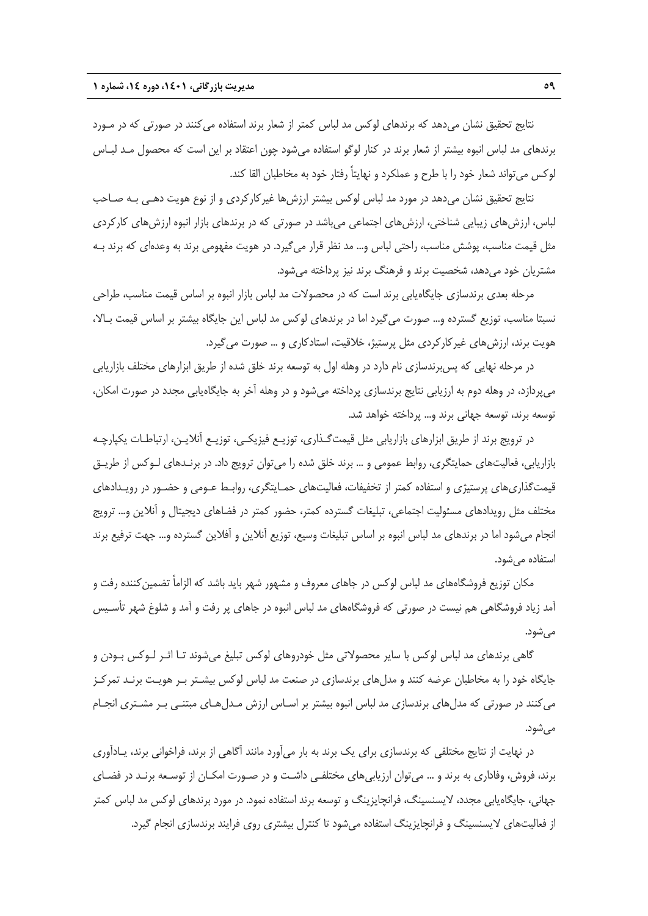نتایج تحقیق نشان می‌دهد که برندهای لوکس مد لباس کمتر از شعار برند استفاده می‌کنند در صورتی که در مورد برندهای مد لباس انبوه بیشتر از شعار برند در کنار لوگو استفاده می‌شود چون اعتقاد بر این است که محصول مد لباس لوکس می‌تواند شعار خود را با طرح و عملکرد و نهایتاً رفتار خود به مخاطبان القا کند.

نتایج تحقیق نشان می‌دهد در مورد مد لباس لوکس بیشتر ارزش‌ها غیرکارکردی و از نوع هویت دهی به صاحب لباس، ارزش‌های زیبایی شناختی، ارزش‌های اجتماعی می‌باشد در صورتی که در برندهای بازار انبوه ارزش‌های کارکردی مثل قیمت مناسب، پوشش مناسب، راحتی لباس و... مد نظر قرار می‌گیرد. در هویت مفهومی برند به وعده‌ای که برند به مشتریان خود می‌دهد، شخصیت برند و فرهنگ برند نیز پرداخته می‌شود.

مرحله بعدی برندسازی جایگاه‌یابی برند است که در محصولات مد لباس بازار انبوه بر اساس قیمت مناسب، طراحی نسبتا مناسب، توزیع گسترده و... صورت می‌گیرد اما در برندهای لوکس مد لباس این جایگاه بیشتر بر اساس قیمت بالا، هویت برند، ارزش‌های غیرکارکردی مثل پرستیژ، خلاقیت، استادکاری و ... صورت می‌گیرد.

در مرحله نهایی که پس‌برندسازی نام دارد در وهله اول به توسعه برند خلق شده از طریق ابزارهای مختلف بازاریابی می‌پردازد، در وهله دوم به ارزیابی نتایج برندسازی پرداخته می‌شود و در وهله آخر به جایگاه‌یابی مجدد در صورت امکان، توسعه برند، توسعه جهانی برند و... پرداخته خواهد شد.

در ترویج برند از طریق ابزارهای بازاریابی مثل قیمت‌گذاری، توزیع فیزیکی، توزیع آنلاین، ارتباطات یکپارچه بازاریابی، فعالیت‌های حمایتگری، روابط عمومی و ... برند خلق شده را می‌توان ترویج داد. در برندهای لوکس از طریق قیمت‌گذاری‌های پرستیژی و استفاده کمتر از تخفیفات، فعالیت‌های حمایتگری، روابط عمومی و حضور در رویدادهای مختلف مثل رویدادهای مسئولیت اجتماعی، تبلیغات گسترده کمتر، حضور کمتر در فضاهای دیجیتال و آنلاین و... ترویج انجام می‌شود اما در برندهای مد لباس انبوه بر اساس تبلیغات وسیع، توزیع آنلاین و آفلاین گسترده و... جهت ترفیع برند استفاده می‌شود.

مکان توزیع فروشگاه‌های مد لباس لوکس در جاهای معروف و مشهور شهر باید باشد که الزاماً تضمین‌کننده رفت و آمد زیاد فروشگاهی هم نیست در صورتی که فروشگاه‌های مد لباس انبوه در جاهای پر رفت و آمد و شلوغ شهر تأسیس می‌شود.

گاهی برندهای مد لباس لوکس با سایر محصولاتی مثل خودروهای لوکس تبلیغ می‌شوند تا اثر لوکس بودن و جایگاه خود را به مخاطبان عرضه کنند و مدل‌های برندسازی در صنعت مد لباس لوکس بیشتر بر هویت برند تمرکز می‌کنند در صورتی که مدل‌های برندسازی مد لباس انبوه بیشتر بر اساس ارزش مدل‌های مبتنی بر مشتری انجام می‌شود.

در نهایت از نتایج مختلفی که برندسازی برای یک برند به بار می‌آورد مانند آگاهی از برند، فراخوانی برند، یادآوری برند، فروش، وفاداری به برند و ... می‌توان ارزیابی‌های مختلفی داشت و در صورت امکان از توسعه برند در فضای جهانی، جایگاه‌یابی مجدد، لایسنسینگ، فرانچایزینگ و توسعه برند استفاده نمود. در مورد برندهای لوکس مد لباس کمتر از فعالیت‌های لایسنسینگ و فرانچایزینگ استفاده می‌شود تا کنترل بیشتری روی فرایند برندسازی انجام گیرد.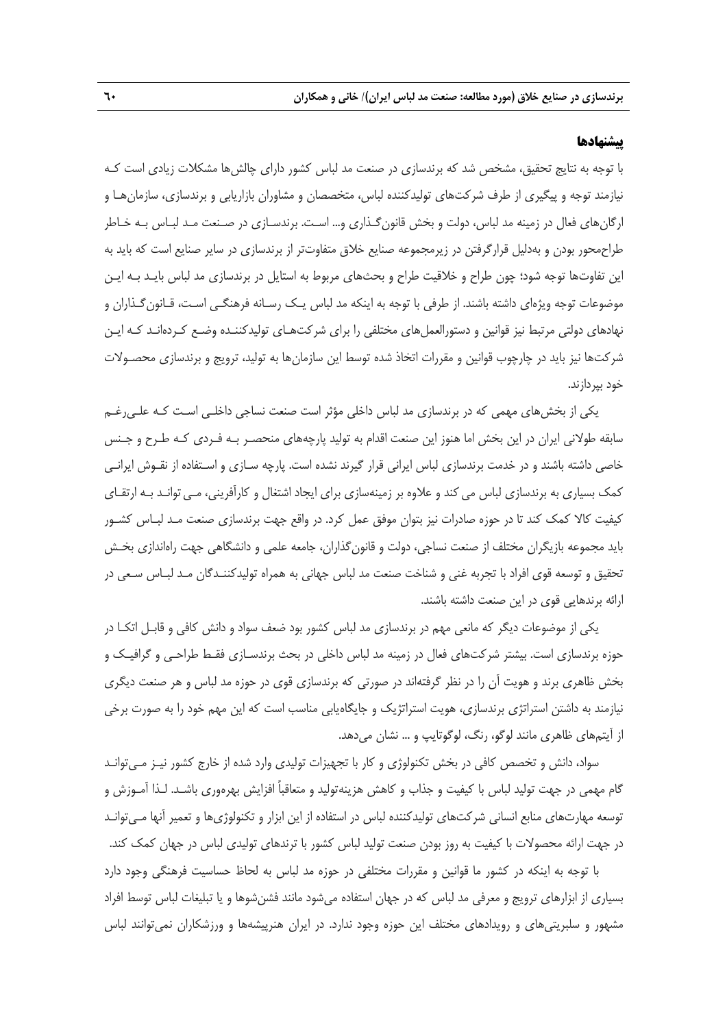## پیشنهادها

با توجه به نتایج تحقیق، مشخص شد که برندسازی در صنعت مد لباس کشور دارای چالش‌ها مشکلات زیادی است کـه نیازمند توجه و پیگیری از طرف شرکت‌های تولیدکننده لباس، متخصصان و مشاوران بازاریابی و برندسازی، سازمان‌هـا و ارگان‌های فعال در زمینه مد لباس، دولت و بخش قانون‌گـذاری و... اسـت. برندسـازی در صـنعت مـد لبـاس بـه خـاطر طراح‌محور بودن و به‌دلیل قرارگرفتن در زیرمجموعه صنایع خلاق متفاوت‌تر از برندسازی در سایر صنایع است که باید به این تفاوت‌ها توجه شود؛ چون طراح و خلاقیت طراح و بحث‌های مربوط به استایل در برندسازی مد لباس بایـد بـه ایـن موضوعات توجه ویژه‌ای داشته باشند. از طرفی با توجه به اینکه مد لباس یـک رسـانه فرهنگـی اسـت، قـانون‌گـذاران و نهادهای دولتی مرتبط نیز قوانین و دستورالعمل‌های مختلفی را برای شرکت‌هـای تولیدکننـده وضـع کـرده‌انـد کـه ایـن شرکت‌ها نیز باید در چارچوب قوانین و مقررات اتخاذ شده توسط این سازمان‌ها به تولید، ترویج و برندسازی محصـولات خود بپردازند.

یکی از بخش‌های مهمی که در برندسازی مد لباس داخلی مؤثر است صنعت نساجی داخلـی اسـت کـه علـی‌رغـم سابقه طولانی ایران در این بخش اما هنوز این صنعت اقدام به تولید پارچه‌های منحصـر بـه فـردی کـه طـرح و جـنس خاصی داشته باشند و در خدمت برندسازی لباس ایرانی قرار گیرند نشده است. پارچه سـازی و اسـتفاده از نقـوش ایرانـی کمک بسیاری به برندسازی لباس می کند و علاوه بر زمینه‌سازی برای ایجاد اشتغال و کارآفرینی، مـی توانـد بـه ارتقـای کیفیت کالا کمک کند تا در حوزه صادرات نیز بتوان موفق عمل کرد. در واقع جهت برندسازی صنعت مـد لبـاس کشـور باید مجموعه بازیگران مختلف از صنعت نساجی، دولت و قانون‌گذاران، جامعه علمی و دانشگاهی جهت راه‌اندازی بخـش تحقیق و توسعه قوی افراد با تجربه غنی و شناخت صنعت مد لباس جهانی به همراه تولیدکننـدگان مـد لبـاس سـعی در ارائه برندهایی قوی در این صنعت داشته باشند.

یکی از موضوعات دیگر که مانعی مهم در برندسازی مد لباس کشور بود ضعف سواد و دانش کافی و قابـل اتکـا در حوزه برندسازی است. بیشتر شرکت‌های فعال در زمینه مد لباس داخلی در بحث برندسـازی فقـط طراحـی و گرافیـک و بخش ظاهری برند و هویت آن را در نظر گرفته‌اند در صورتی که برندسازی قوی در حوزه مد لباس و هر صنعت دیگری نیازمند به داشتن استراتژی برندسازی، هویت استراتژیک و جایگاه‌یابی مناسب است که این مهم خود را به صورت برخی از آیتم‌های ظاهری مانند لوگو، رنگ، لوگوتایپ و ... نشان می‌دهد.

سواد، دانش و تخصص کافی در بخش تکنولوژی و کار با تجهیزات تولیدی وارد شده از خارج کشور نیـز مـی‌توانـد گام مهمی در جهت تولید لباس با کیفیت و جذاب و کاهش هزینه‌تولید و متعاقباً افزایش بهره‌وری باشـد. لـذا آمـوزش و توسعه مهارت‌های منابع انسانی شرکت‌های تولیدکننده لباس در استفاده از این ابزار و تکنولوژی‌ها و تعمیر آنها مـی‌توانـد در جهت ارائه محصولات با کیفیت به روز بودن صنعت تولید لباس کشور با ترندهای تولیدی لباس در جهان کمک کند.

با توجه به اینکه در کشور ما قوانین و مقررات مختلفی در حوزه مد لباس به لحاظ حساسیت فرهنگی وجود دارد بسیاری از ابزارهای ترویج و معرفی مد لباس که در جهان استفاده می‌شود مانند فشن‌شوها و یا تبلیغات لباس توسط افراد مشهور و سلبریتی‌های و رویدادهای مختلف این حوزه وجود ندارد. در ایران هنرپیشه‌ها و ورزشکاران نمی‌توانند لباس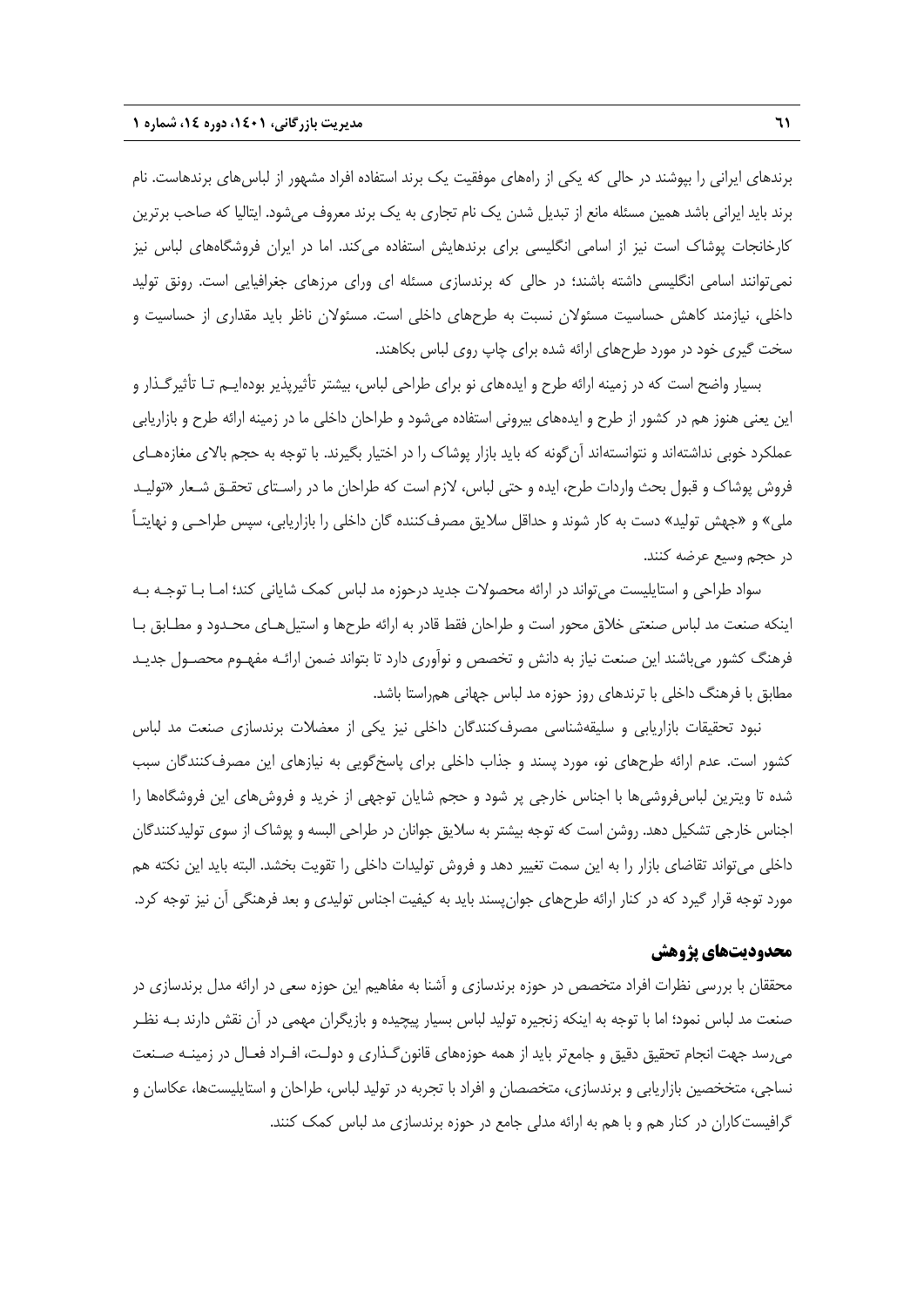برندهای ایرانی را بپوشند در حالی که یکی از راههای موفقیت یک برند استفاده افراد مشهور از لباس‌های برندهاست. نام برند باید ایرانی باشد همین مسئله مانع از تبدیل شدن یک نام تجاری به یک برند معروف می‌شود. ایتالیا که صاحب برترین کارخانجات پوشاک است نیز از اسامی انگلیسی برای برندهایش استفاده می‌کند. اما در ایران فروشگاههای لباس نیز نمی‌توانند اسامی انگلیسی داشته باشند؛ در حالی که برندسازی مسئله ای ورای مرزهای جغرافیایی است. رونق تولید داخلی، نیازمند کاهش حساسیت مسئولان نسبت به طرحهای داخلی است. مسئولان ناظر باید مقداری از حساسیت و سخت گیری خود در مورد طرحهای ارائه شده برای چاپ روی لباس بکاهند.

بسیار واضح است که در زمینه ارائه طرح و ایده‌های نو برای طراحی لباس، بیشتر تأثیرپذیر بوده‌ایم تا تأثیرگذار و این یعنی هنوز هم در کشور از طرح و ایده‌های بیرونی استفاده می‌شود و طراحان داخلی ما در زمینه ارائه طرح و بازاریابی عملکرد خوبی نداشته‌اند و نتوانسته‌اند آن‌گونه که باید بازار پوشاک را در اختیار بگیرند. با توجه به حجم بالای مغازه‌های فروش پوشاک و قبول بحث واردات طرح، ایده و حتی لباس، لازم است که طراحان ما در راستای تحقق شعار «تولید ملی» و «جهش تولید» دست به کار شوند و حداقل سلایق مصرف‌کننده گان داخلی را بازاریابی، سپس طراحی و نهایتاً در حجم وسیع عرضه کنند.

سواد طراحی و استایلیست می‌تواند در ارائه محصولات جدید درحوزه مد لباس کمک شایانی کند؛ اما با توجه به اینکه صنعت مد لباس صنعتی خلاق محور است و طراحان فقط قادر به ارائه طرحها و استیل‌های محدود و مطابق با فرهنگ کشور می‌باشند این صنعت نیاز به دانش و تخصص و نوآوری دارد تا بتواند ضمن ارائه مفهوم محصول جدید مطابق با فرهنگ داخلی با ترندهای روز حوزه مد لباس جهانی هم‌راستا باشد.

نبود تحقیقات بازاریابی و سلیقه‌شناسی مصرف‌کنندگان داخلی نیز یکی از معضلات برندسازی صنعت مد لباس کشور است. عدم ارائه طرح‌های نو، مورد پسند و جذاب داخلی برای پاسخ‌گویی به نیازهای این مصرف‌کنندگان سبب شده تا ویترین لباس‌فروشی‌ها با اجناس خارجی پر شود و حجم شایان توجهی از خرید و فروش‌های این فروشگاه‌ها را اجناس خارجی تشکیل دهد. روشن است که توجه بیشتر به سلایق جوانان در طراحی البسه و پوشاک از سوی تولیدکنندگان داخلی می‌تواند تقاضای بازار را به این سمت تغییر دهد و فروش تولیدات داخلی را تقویت بخشد. البته باید این نکته هم مورد توجه قرار گیرد که در کنار ارائه طرح‌های جوان‌پسند باید به کیفیت اجناس تولیدی و بعد فرهنگی آن نیز توجه کرد.

## محدودیت‌های پژوهش

محققان با بررسی نظرات افراد متخصص در حوزه برندسازی و آشنا به مفاهیم این حوزه سعی در ارائه مدل برندسازی در صنعت مد لباس نمود؛ اما با توجه به اینکه زنجیره تولید لباس بسیار پیچیده و بازیگران مهمی در آن نقش دارند به نظر می‌رسد جهت انجام تحقیق دقیق و جامع‌تر باید از همه حوزه‌های قانون‌گذاری و دولت، افراد فعال در زمینه صنعت نساجی، متخصصین بازاریابی و برندسازی، متخصصان و افراد با تجربه در تولید لباس، طراحان و استایلیست‌ها، عکاسان و گرافیست‌کاران در کنار هم و با هم به ارائه مدلی جامع در حوزه برندسازی مد لباس کمک کنند.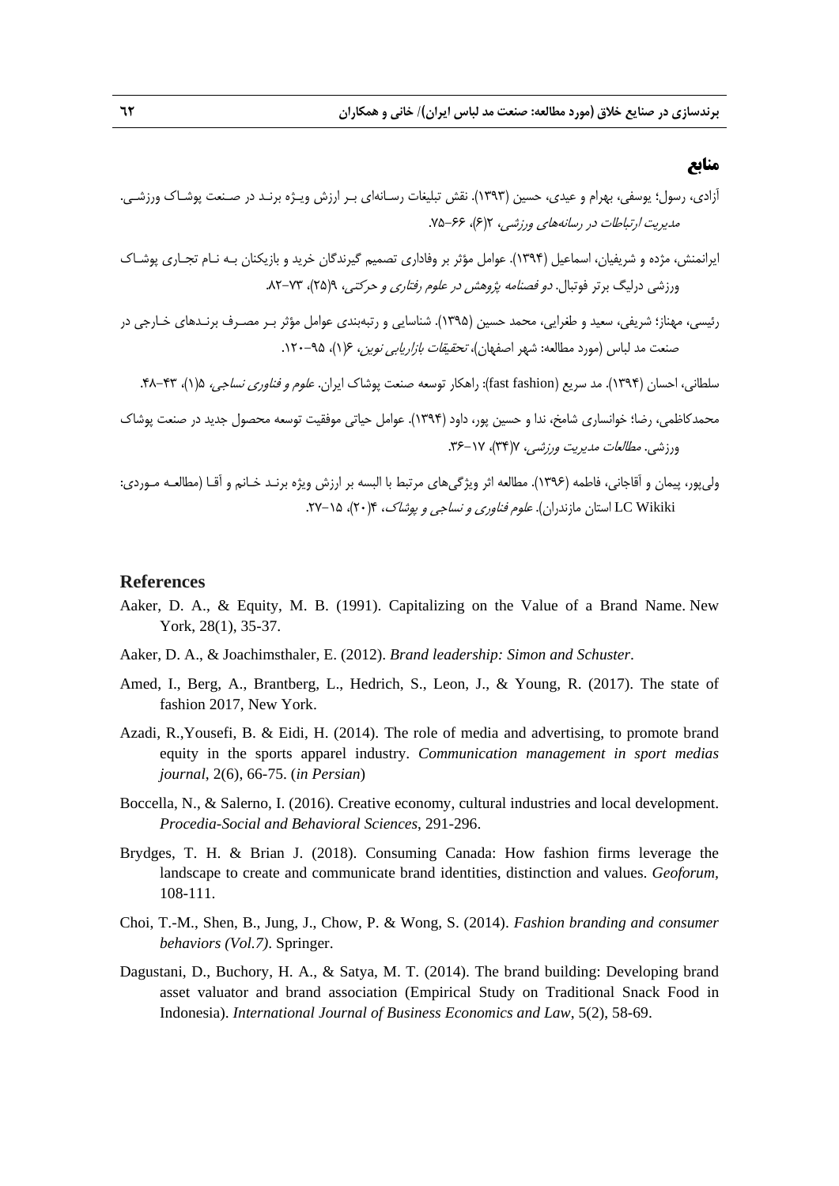## منابع

آزادی، رسول؛ یوسفی، بهرام و عیدی، حسین (۱۳۹۳). نقش تبلیغات رسانه‌ای بر ارزش ویژه برند در صنعت پوشاک ورزشی. *مدیریت ارتباطات در رسانه‌های ورزشی*، ۲(۶)، ۶۶-۷۵.

ایرانمنش، مژده و شریفیان، اسماعیل (۱۳۹۴). عوامل مؤثر بر وفاداری تصمیم گیرندگان خرید و بازیکنان به نام تجاری پوشاک ورزشی درلیگ برتر فوتبال. *دو فصلنامه پژوهش در علوم رفتاری و حرکتی*، ۹(۲۵)، ۷۳-۸۲.

رئیسی، مهناز؛ شریفی، سعید و طغرایی، محمد حسین (۱۳۹۵). شناسایی و رتبه‌بندی عوامل مؤثر بر مصرف برندهای خارجی در صنعت مد لباس (مورد مطالعه: شهر اصفهان)، *تحقیقات بازاریابی نوین*، ۶(۱)، ۹۵-۱۲۰.

سلطانی، احسان (۱۳۹۴). مد سریع (fast fashion): راهکار توسعه صنعت پوشاک ایران. *علوم و فناوری نساجی*، ۵(۱)، ۴۳-۴۸.

محمدکاظمی، رضا؛ خوانساری شامخ، ندا و حسین پور، داود (۱۳۹۴). عوامل حیاتی موفقیت توسعه محصول جدید در صنعت پوشاک ورزشی. *مطالعات مدیریت ورزشی*، ۷(۳۴)، ۱۷-۳۶.

ولی‌پور، پیمان و آقاجانی، فاطمه (۱۳۹۶). مطالعه اثر ویژگی‌های مرتبط با البسه بر ارزش ویژه برند خانم و آقا (مطالعه موردی: LC Wikiki استان مازندران). *علوم فناوری و نساجی و پوشاک*، ۴(۲۰)، ۱۵-۲۷.

## References

Aaker, D. A., & Equity, M. B. (1991). Capitalizing on the Value of a Brand Name. New York, 28(1), 35-37.

Aaker, D. A., & Joachimsthaler, E. (2012). *Brand leadership: Simon and Schuster*.

Amed, I., Berg, A., Brantberg, L., Hedrich, S., Leon, J., & Young, R. (2017). The state of fashion 2017, New York.

Azadi, R.,Yousefi, B. & Eidi, H. (2014). The role of media and advertising, to promote brand equity in the sports apparel industry. *Communication management in sport medias journal*, 2(6), 66-75. (*in Persian*)

Boccella, N., & Salerno, I. (2016). Creative economy, cultural industries and local development. *Procedia-Social and Behavioral Sciences*, 291-296.

Brydges, T. H. & Brian J. (2018). Consuming Canada: How fashion firms leverage the landscape to create and communicate brand identities, distinction and values. *Geoforum*, 108-111.

Choi, T.-M., Shen, B., Jung, J., Chow, P. & Wong, S. (2014). *Fashion branding and consumer behaviors (Vol.7)*. Springer.

Dagustani, D., Buchory, H. A., & Satya, M. T. (2014). The brand building: Developing brand asset valuator and brand association (Empirical Study on Traditional Snack Food in Indonesia). *International Journal of Business Economics and Law*, 5(2), 58-69.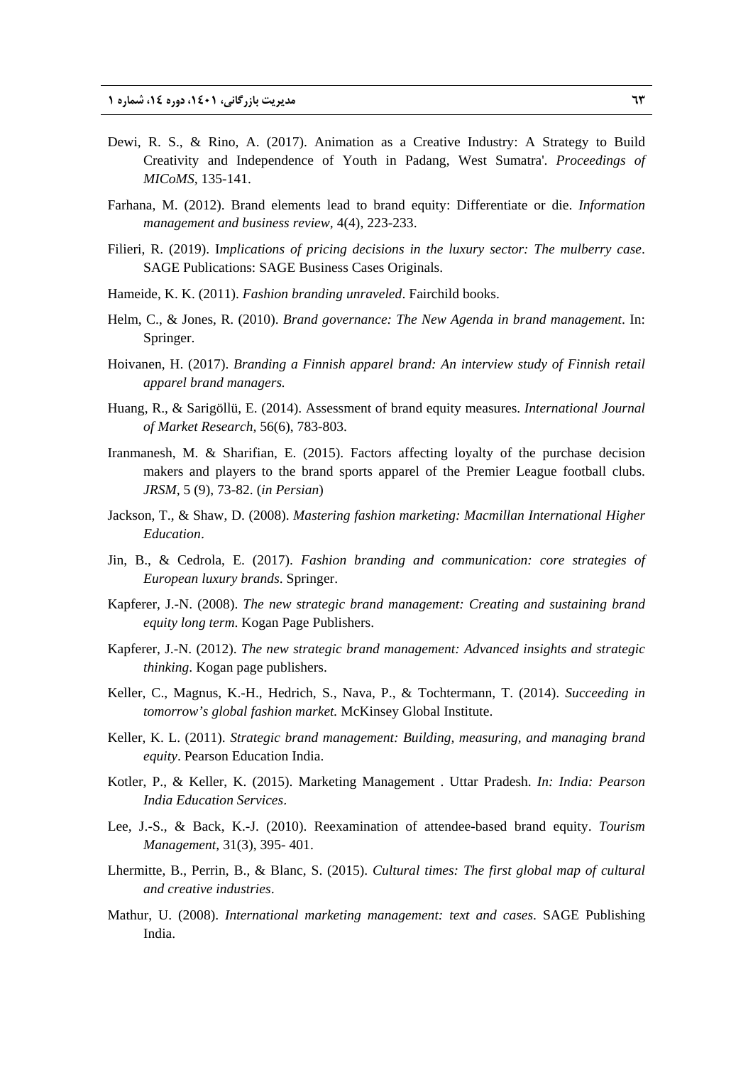Dewi, R. S., & Rino, A. (2017). Animation as a Creative Industry: A Strategy to Build Creativity and Independence of Youth in Padang, West Sumatra'. *Proceedings of MICoMS*, 135-141.

Farhana, M. (2012). Brand elements lead to brand equity: Differentiate or die. *Information management and business review,* 4(4), 223-233.

Filieri, R. (2019). I*mplications of pricing decisions in the luxury sector: The mulberry case*. SAGE Publications: SAGE Business Cases Originals.

Hameide, K. K. (2011). *Fashion branding unraveled*. Fairchild books.

Helm, C., & Jones, R. (2010). *Brand governance: The New Agenda in brand management*. In: Springer.

Hoivanen, H. (2017). *Branding a Finnish apparel brand: An interview study of Finnish retail apparel brand managers.*

Huang, R., & Sarigöllü, E. (2014). Assessment of brand equity measures. *International Journal of Market Research,* 56(6), 783-803.

Iranmanesh, M. & Sharifian, E. (2015). Factors affecting loyalty of the purchase decision makers and players to the brand sports apparel of the Premier League football clubs. *JRSM*, 5 (9), 73-82. (*in Persian*)

Jackson, T., & Shaw, D. (2008). *Mastering fashion marketing: Macmillan International Higher Education*.

Jin, B., & Cedrola, E. (2017). *Fashion branding and communication: core strategies of European luxury brands*. Springer.

Kapferer, J.-N. (2008). *The new strategic brand management: Creating and sustaining brand equity long term*. Kogan Page Publishers.

Kapferer, J.-N. (2012). *The new strategic brand management: Advanced insights and strategic thinking*. Kogan page publishers.

Keller, C., Magnus, K.-H., Hedrich, S., Nava, P., & Tochtermann, T. (2014). *Succeeding in tomorrow's global fashion market.* McKinsey Global Institute.

Keller, K. L. (2011). *Strategic brand management: Building, measuring, and managing brand equity*. Pearson Education India.

Kotler, P., & Keller, K. (2015). Marketing Management . Uttar Pradesh. *In: India: Pearson India Education Services*.

Lee, J.-S., & Back, K.-J. (2010). Reexamination of attendee-based brand equity. *Tourism Management,* 31(3), 395- 401.

Lhermitte, B., Perrin, B., & Blanc, S. (2015). *Cultural times: The first global map of cultural and creative industries*.

Mathur, U. (2008). *International marketing management: text and cases*. SAGE Publishing India.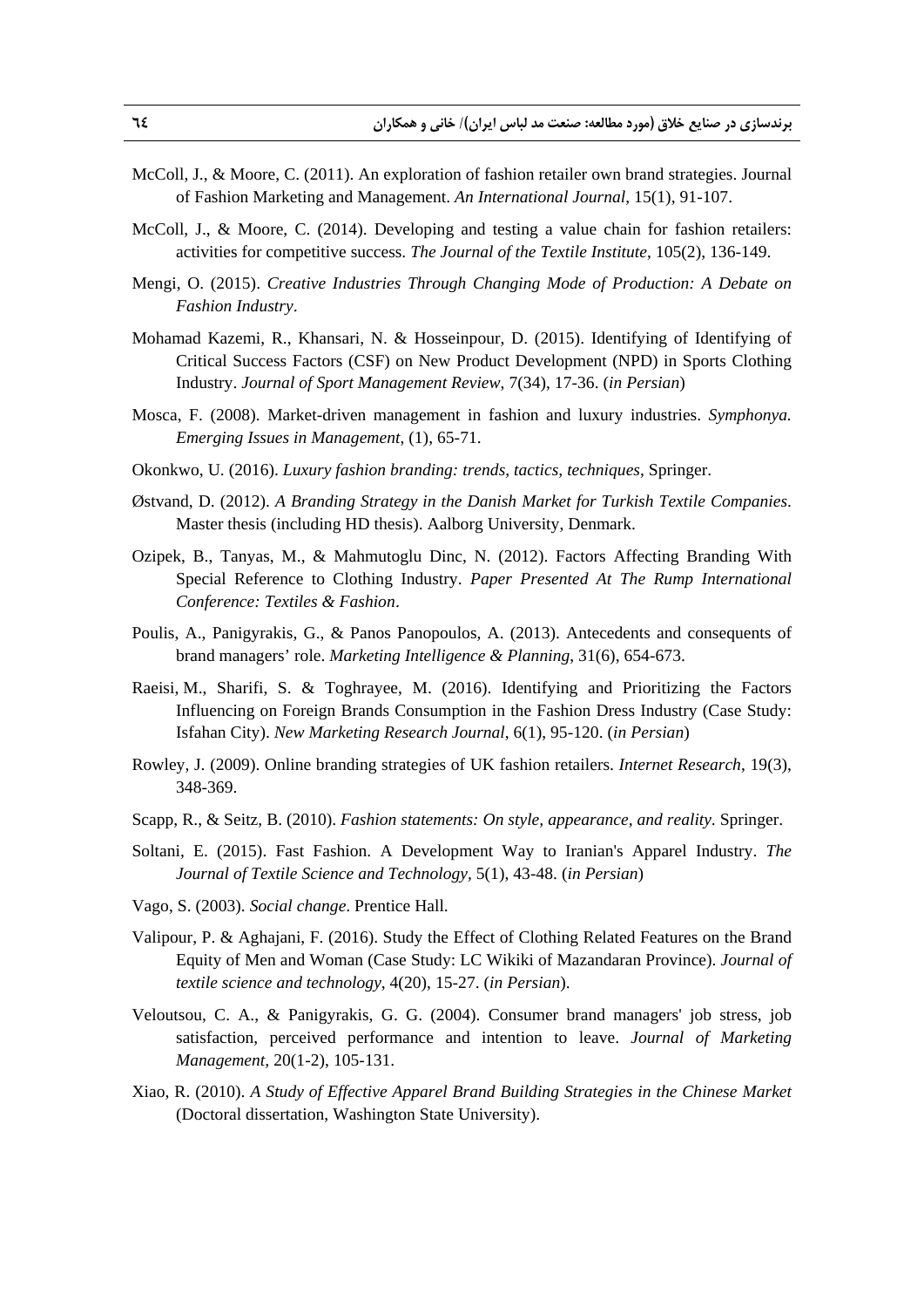McColl, J., & Moore, C. (2011). An exploration of fashion retailer own brand strategies. Journal of Fashion Marketing and Management. *An International Journal*, 15(1), 91-107.

McColl, J., & Moore, C. (2014). Developing and testing a value chain for fashion retailers: activities for competitive success. *The Journal of the Textile Institute*, 105(2), 136-149.

Mengi, O. (2015). *Creative Industries Through Changing Mode of Production: A Debate on Fashion Industry*.

Mohamad Kazemi, R., Khansari, N. & Hosseinpour, D. (2015). Identifying of Identifying of Critical Success Factors (CSF) on New Product Development (NPD) in Sports Clothing Industry. *Journal of Sport Management Review*, 7(34), 17-36. (*in Persian*)

Mosca, F. (2008). Market-driven management in fashion and luxury industries. *Symphonya. Emerging Issues in Management*, (1), 65-71.

Okonkwo, U. (2016). *Luxury fashion branding: trends, tactics, techniques*, Springer.

Østvand, D. (2012). *A Branding Strategy in the Danish Market for Turkish Textile Companies*. Master thesis (including HD thesis). Aalborg University, Denmark.

Ozipek, B., Tanyas, M., & Mahmutoglu Dinc, N. (2012). Factors Affecting Branding With Special Reference to Clothing Industry. *Paper Presented At The Rump International Conference: Textiles & Fashion*.

Poulis, A., Panigyrakis, G., & Panos Panopoulos, A. (2013). Antecedents and consequents of brand managers' role. *Marketing Intelligence & Planning*, 31(6), 654-673.

Raeisi, M., Sharifi, S. & Toghrayee, M. (2016). Identifying and Prioritizing the Factors Influencing on Foreign Brands Consumption in the Fashion Dress Industry (Case Study: Isfahan City). *New Marketing Research Journal*, 6(1), 95-120. (*in Persian*)

Rowley, J. (2009). Online branding strategies of UK fashion retailers. *Internet Research*, 19(3), 348-369.

Scapp, R., & Seitz, B. (2010). *Fashion statements: On style, appearance, and reality*. Springer.

Soltani, E. (2015). Fast Fashion. A Development Way to Iranian's Apparel Industry. *The Journal of Textile Science and Technology*, 5(1), 43-48. (*in Persian*)

Vago, S. (2003). *Social change*. Prentice Hall.

Valipour, P. & Aghajani, F. (2016). Study the Effect of Clothing Related Features on the Brand Equity of Men and Woman (Case Study: LC Wikiki of Mazandaran Province). *Journal of textile science and technology*, 4(20), 15-27. (*in Persian*).

Veloutsou, C. A., & Panigyrakis, G. G. (2004). Consumer brand managers' job stress, job satisfaction, perceived performance and intention to leave. *Journal of Marketing Management*, 20(1-2), 105-131.

Xiao, R. (2010). *A Study of Effective Apparel Brand Building Strategies in the Chinese Market* (Doctoral dissertation, Washington State University).